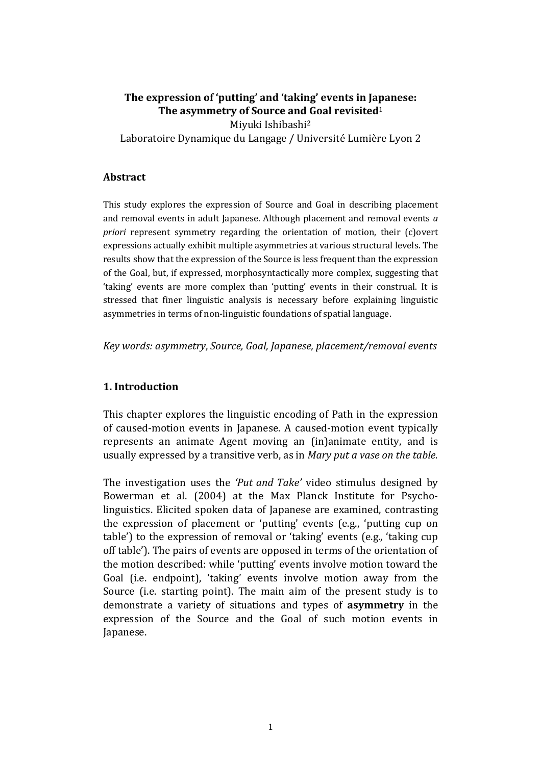# The expression of 'putting' and 'taking' events in Japanese: The asymmetry of Source and Goal revisited[1]

Miyuki Ishibashi[2]

Laboratoire Dynamique du Langage / Université Lumière Lyon 2

## Abstract

This study explores the expression of Source and Goal in describing placement and removal events in adult Japanese. Although placement and removal events *a priori* represent symmetry regarding the orientation of motion, their (c)overt expressions actually exhibit multiple asymmetries at various structural levels. The results show that the expression of the Source is less frequent than the expression of the Goal, but, if expressed, morphosyntactically more complex, suggesting that 'taking' events are more complex than 'putting' events in their construal. It is stressed that finer linguistic analysis is necessary before explaining linguistic asymmetries in terms of non-linguistic foundations of spatial language.

*Key words: asymmetry, Source, Goal, Japanese, placement/removal events*

## 1. Introduction

This chapter explores the linguistic encoding of Path in the expression of caused-motion events in Japanese. A caused-motion event typically represents an animate Agent moving an (in)animate entity, and is usually expressed by a transitive verb, as in *Mary put a vase on the table.*

The investigation uses the *'Put and Take'* video stimulus designed by Bowerman et al. (2004) at the Max Planck Institute for Psycholinguistics. Elicited spoken data of Japanese are examined, contrasting the expression of placement or 'putting' events (e.g., 'putting cup on table') to the expression of removal or 'taking' events (e.g., 'taking cup off table'). The pairs of events are opposed in terms of the orientation of the motion described: while 'putting' events involve motion toward the Goal (i.e. endpoint), 'taking' events involve motion away from the Source (i.e. starting point). The main aim of the present study is to demonstrate a variety of situations and types of **asymmetry** in the expression of the Source and the Goal of such motion events in Japanese.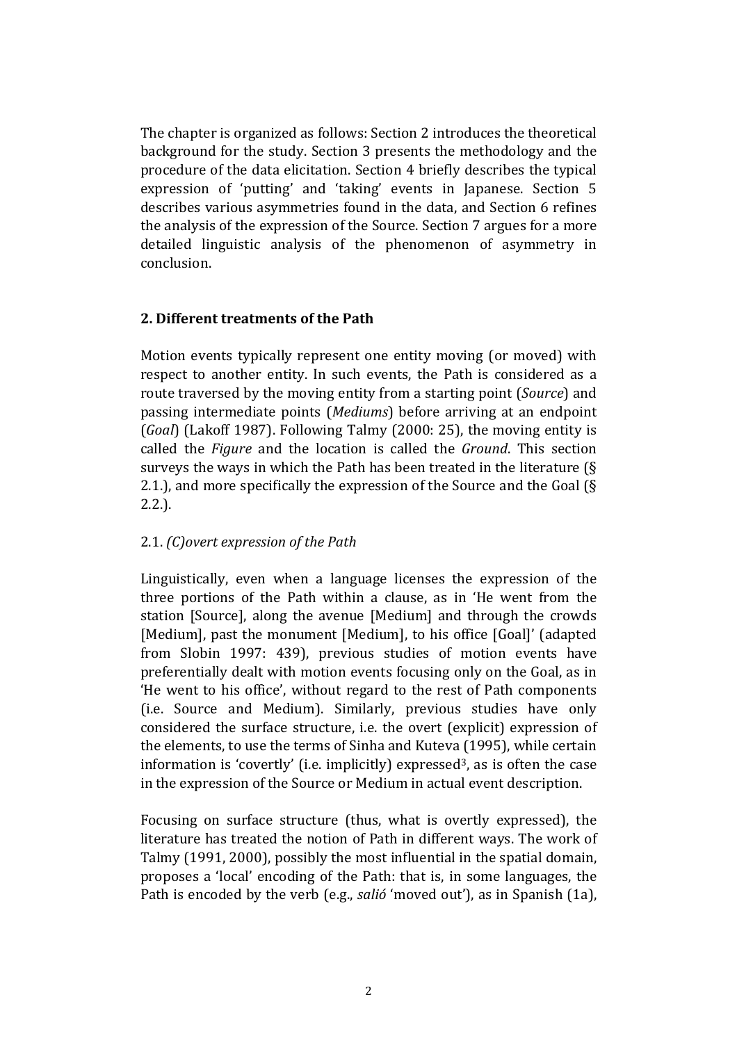The chapter is organized as follows: Section 2 introduces the theoretical background for the study. Section 3 presents the methodology and the procedure of the data elicitation. Section 4 briefly describes the typical expression of 'putting' and 'taking' events in Japanese. Section 5 describes various asymmetries found in the data, and Section 6 refines the analysis of the expression of the Source. Section 7 argues for a more detailed linguistic analysis of the phenomenon of asymmetry in conclusion.

## 2. Different treatments of the Path

Motion events typically represent one entity moving (or moved) with respect to another entity. In such events, the Path is considered as a route traversed by the moving entity from a starting point (*Source*) and passing intermediate points (*Mediums*) before arriving at an endpoint (*Goal*) (Lakoff 1987). Following Talmy (2000: 25), the moving entity is called the *Figure* and the location is called the *Ground*. This section surveys the ways in which the Path has been treated in the literature (§ 2.1.), and more specifically the expression of the Source and the Goal (§ 2.2.).

### 2.1. *(C)overt expression of the Path*

Linguistically, even when a language licenses the expression of the three portions of the Path within a clause, as in 'He went from the station [Source], along the avenue [Medium] and through the crowds [Medium], past the monument [Medium], to his office [Goal]' (adapted from Slobin 1997: 439), previous studies of motion events have preferentially dealt with motion events focusing only on the Goal, as in 'He went to his office', without regard to the rest of Path components (i.e. Source and Medium). Similarly, previous studies have only considered the surface structure, i.e. the overt (explicit) expression of the elements, to use the terms of Sinha and Kuteva (1995), while certain information is 'covertly' (i.e. implicitly) expressed[3], as is often the case in the expression of the Source or Medium in actual event description.

Focusing on surface structure (thus, what is overtly expressed), the literature has treated the notion of Path in different ways. The work of Talmy (1991, 2000), possibly the most influential in the spatial domain, proposes a 'local' encoding of the Path: that is, in some languages, the Path is encoded by the verb (e.g., *salió* 'moved out'), as in Spanish (1a),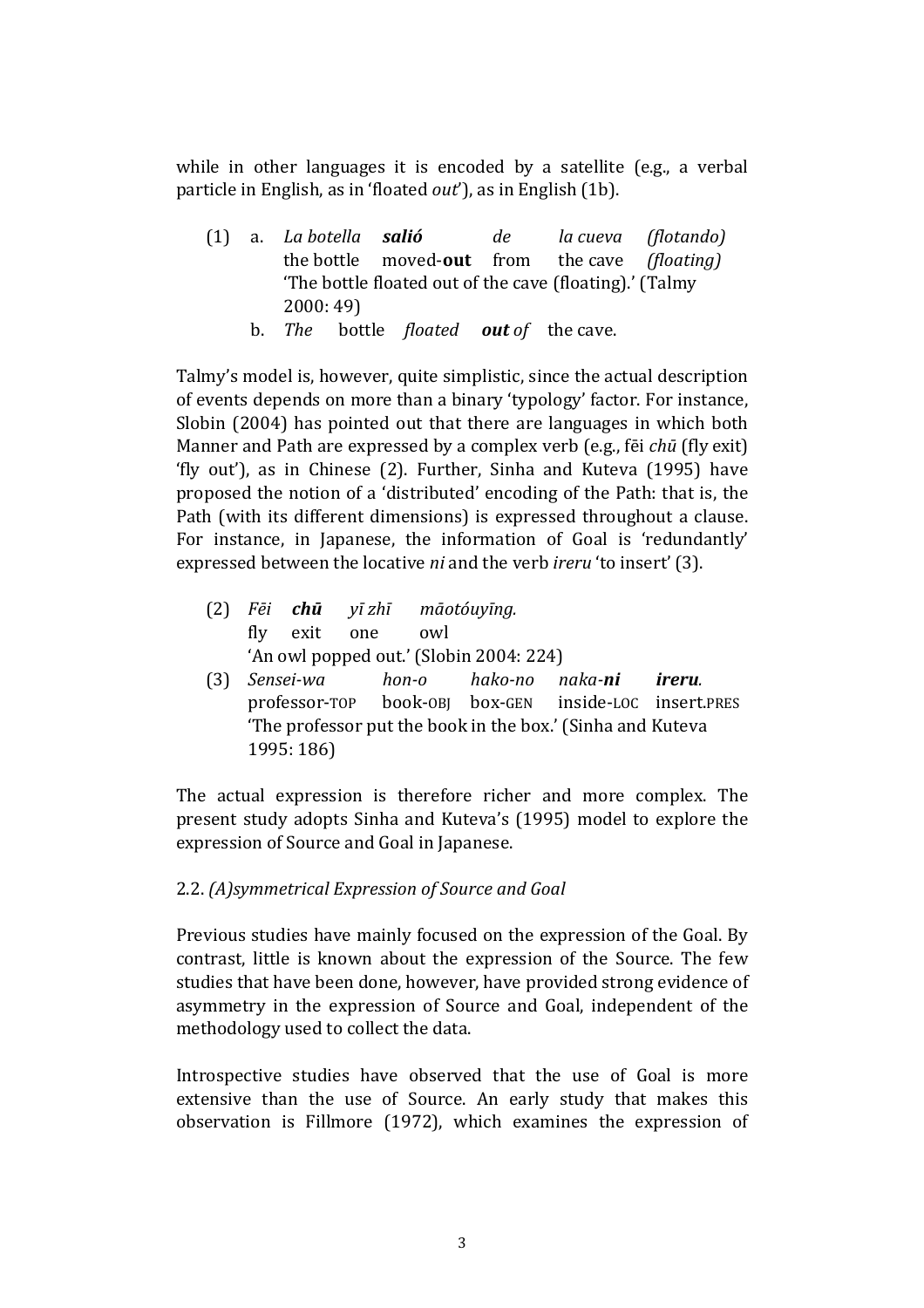while in other languages it is encoded by a satellite (e.g., a verbal particle in English, as in 'floated *out*'), as in English (1b).

(1) a. *La botella* ***salió*** *de* *la cueva* *(flotando)*
the bottle moved-**out** from the cave *(floating)*
'The bottle floated out of the cave (floating).' (Talmy 2000: 49)

b. *The* bottle *floated* ***out*** *of* the cave.

Talmy's model is, however, quite simplistic, since the actual description of events depends on more than a binary 'typology' factor. For instance, Slobin (2004) has pointed out that there are languages in which both Manner and Path are expressed by a complex verb (e.g., fēi *chū* (fly exit) 'fly out'), as in Chinese (2). Further, Sinha and Kuteva (1995) have proposed the notion of a 'distributed' encoding of the Path: that is, the Path (with its different dimensions) is expressed throughout a clause. For instance, in Japanese, the information of Goal is 'redundantly' expressed between the locative *ni* and the verb *ireru* 'to insert' (3).

(2) *Fēi* ***chū*** *yī zhī* *māotóuyīng.*
fly exit one owl
'An owl popped out.' (Slobin 2004: 224)

(3) *Sensei-wa* *hon-o* *hako-no* *naka-**ni*** ***ireru***.
professor-TOP book-OBJ box-GEN inside-LOC insert.PRES
'The professor put the book in the box.' (Sinha and Kuteva 1995: 186)

The actual expression is therefore richer and more complex. The present study adopts Sinha and Kuteva's (1995) model to explore the expression of Source and Goal in Japanese.

### 2.2. *(A)symmetrical Expression of Source and Goal*

Previous studies have mainly focused on the expression of the Goal. By contrast, little is known about the expression of the Source. The few studies that have been done, however, have provided strong evidence of asymmetry in the expression of Source and Goal, independent of the methodology used to collect the data.

Introspective studies have observed that the use of Goal is more extensive than the use of Source. An early study that makes this observation is Fillmore (1972), which examines the expression of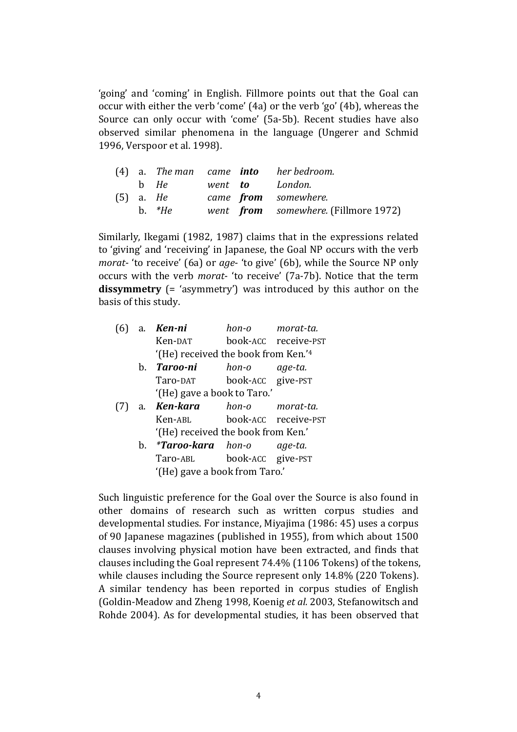'going' and 'coming' in English. Fillmore points out that the Goal can occur with either the verb 'come' (4a) or the verb 'go' (4b), whereas the Source can only occur with 'come' (5a-5b). Recent studies have also observed similar phenomena in the language (Ungerer and Schmid 1996, Verspoor et al. 1998).

(4) a. *The man came* ***into*** *her bedroom.*
   b *He went* ***to*** *London.*

(5) a. *He came* ***from*** *somewhere.*
   b. **He went* ***from*** *somewhere.* (Fillmore 1972)

Similarly, Ikegami (1982, 1987) claims that in the expressions related to 'giving' and 'receiving' in Japanese, the Goal NP occurs with the verb *morat-* 'to receive' (6a) or *age-* 'to give' (6b), while the Source NP only occurs with the verb *morat-* 'to receive' (7a-7b). Notice that the term **dissymmetry** (= 'asymmetry') was introduced by this author on the basis of this study.

(6) a. ***Ken-ni*** *hon-o morat-ta.*
   Ken-DAT book-ACC receive-PST
   '(He) received the book from Ken.'[4]

   b. ***Taroo-ni*** *hon-o age-ta.*
   Taro-DAT book-ACC give-PST
   '(He) gave a book to Taro.'

(7) a. ***Ken-kara*** *hon-o morat-ta.*
   Ken-ABL book-ACC receive-PST
   '(He) received the book from Ken.'

   b. ****Taroo-kara*** *hon-o age-ta.*
   Taro-ABL book-ACC give-PST
   '(He) gave a book from Taro.'

Such linguistic preference for the Goal over the Source is also found in other domains of research such as written corpus studies and developmental studies. For instance, Miyajima (1986: 45) uses a corpus of 90 Japanese magazines (published in 1955), from which about 1500 clauses involving physical motion have been extracted, and finds that clauses including the Goal represent 74.4% (1106 Tokens) of the tokens, while clauses including the Source represent only 14.8% (220 Tokens). A similar tendency has been reported in corpus studies of English (Goldin-Meadow and Zheng 1998, Koenig *et al.* 2003, Stefanowitsch and Rohde 2004). As for developmental studies, it has been observed that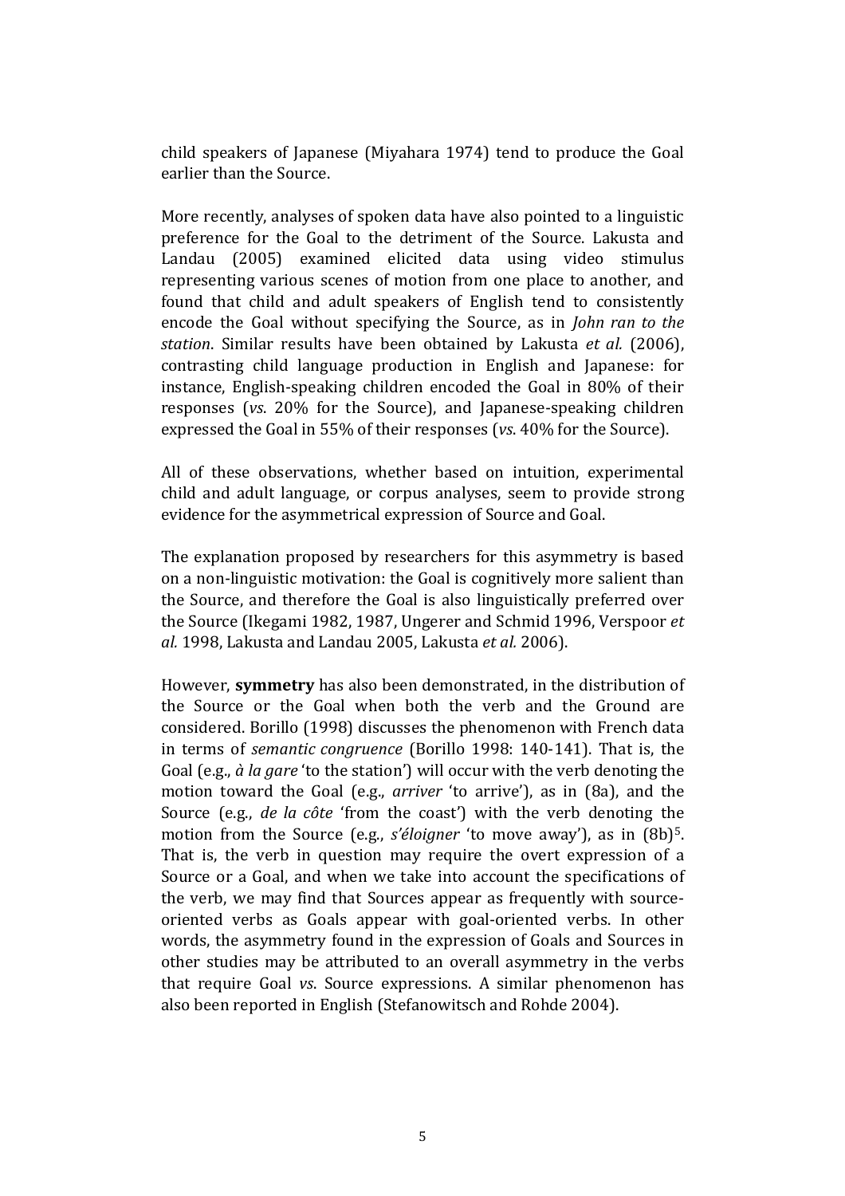child speakers of Japanese (Miyahara 1974) tend to produce the Goal earlier than the Source.

More recently, analyses of spoken data have also pointed to a linguistic preference for the Goal to the detriment of the Source. Lakusta and Landau (2005) examined elicited data using video stimulus representing various scenes of motion from one place to another, and found that child and adult speakers of English tend to consistently encode the Goal without specifying the Source, as in *John ran to the station*. Similar results have been obtained by Lakusta *et al.* (2006), contrasting child language production in English and Japanese: for instance, English-speaking children encoded the Goal in 80% of their responses (*vs.* 20% for the Source), and Japanese-speaking children expressed the Goal in 55% of their responses (*vs.* 40% for the Source).

All of these observations, whether based on intuition, experimental child and adult language, or corpus analyses, seem to provide strong evidence for the asymmetrical expression of Source and Goal.

The explanation proposed by researchers for this asymmetry is based on a non-linguistic motivation: the Goal is cognitively more salient than the Source, and therefore the Goal is also linguistically preferred over the Source (Ikegami 1982, 1987, Ungerer and Schmid 1996, Verspoor *et al.* 1998, Lakusta and Landau 2005, Lakusta *et al.* 2006).

However, **symmetry** has also been demonstrated, in the distribution of the Source or the Goal when both the verb and the Ground are considered. Borillo (1998) discusses the phenomenon with French data in terms of *semantic congruence* (Borillo 1998: 140-141). That is, the Goal (e.g., *à la gare* 'to the station') will occur with the verb denoting the motion toward the Goal (e.g., *arriver* 'to arrive'), as in (8a), and the Source (e.g., *de la côte* 'from the coast') with the verb denoting the motion from the Source (e.g., *s'éloigner* 'to move away'), as in (8b)[5]. That is, the verb in question may require the overt expression of a Source or a Goal, and when we take into account the specifications of the verb, we may find that Sources appear as frequently with source-oriented verbs as Goals appear with goal-oriented verbs. In other words, the asymmetry found in the expression of Goals and Sources in other studies may be attributed to an overall asymmetry in the verbs that require Goal *vs.* Source expressions. A similar phenomenon has also been reported in English (Stefanowitsch and Rohde 2004).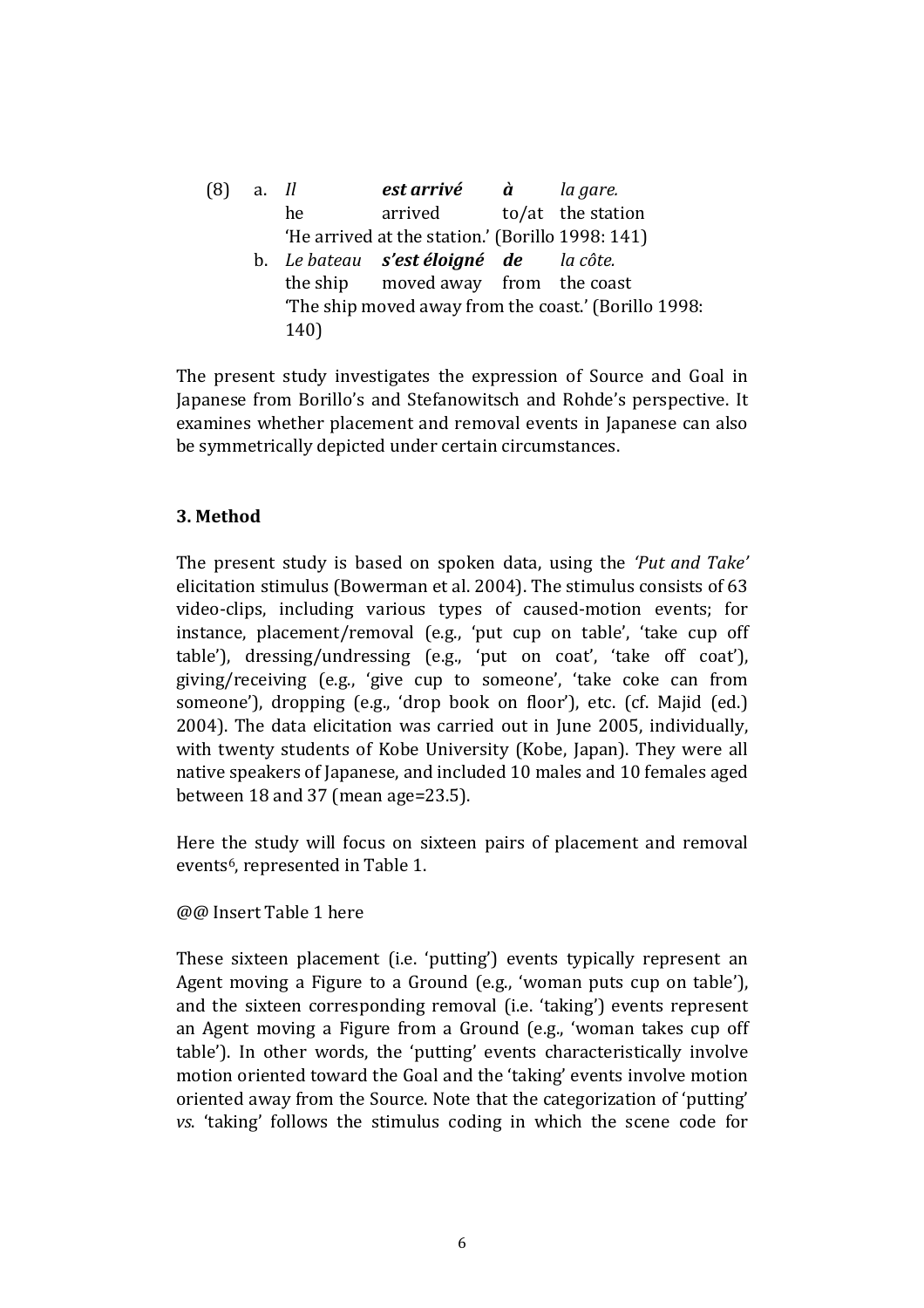(8) a. *Il* ***est arrivé*** ***à*** *la gare.*
he arrived to/at the station
'He arrived at the station.' (Borillo 1998: 141)

b. *Le bateau* ***s'est éloigné*** ***de*** *la côte.*
the ship moved away from the coast
'The ship moved away from the coast.' (Borillo 1998: 140)

The present study investigates the expression of Source and Goal in Japanese from Borillo's and Stefanowitsch and Rohde's perspective. It examines whether placement and removal events in Japanese can also be symmetrically depicted under certain circumstances.

## 3. Method

The present study is based on spoken data, using the *'Put and Take'* elicitation stimulus (Bowerman et al. 2004). The stimulus consists of 63 video-clips, including various types of caused-motion events; for instance, placement/removal (e.g., 'put cup on table', 'take cup off table'), dressing/undressing (e.g., 'put on coat', 'take off coat'), giving/receiving (e.g., 'give cup to someone', 'take coke can from someone'), dropping (e.g., 'drop book on floor'), etc. (cf. Majid (ed.) 2004). The data elicitation was carried out in June 2005, individually, with twenty students of Kobe University (Kobe, Japan). They were all native speakers of Japanese, and included 10 males and 10 females aged between 18 and 37 (mean age=23.5).

Here the study will focus on sixteen pairs of placement and removal events[6], represented in Table 1.

@@ Insert Table 1 here

These sixteen placement (i.e. 'putting') events typically represent an Agent moving a Figure to a Ground (e.g., 'woman puts cup on table'), and the sixteen corresponding removal (i.e. 'taking') events represent an Agent moving a Figure from a Ground (e.g., 'woman takes cup off table'). In other words, the 'putting' events characteristically involve motion oriented toward the Goal and the 'taking' events involve motion oriented away from the Source. Note that the categorization of 'putting' *vs.* 'taking' follows the stimulus coding in which the scene code for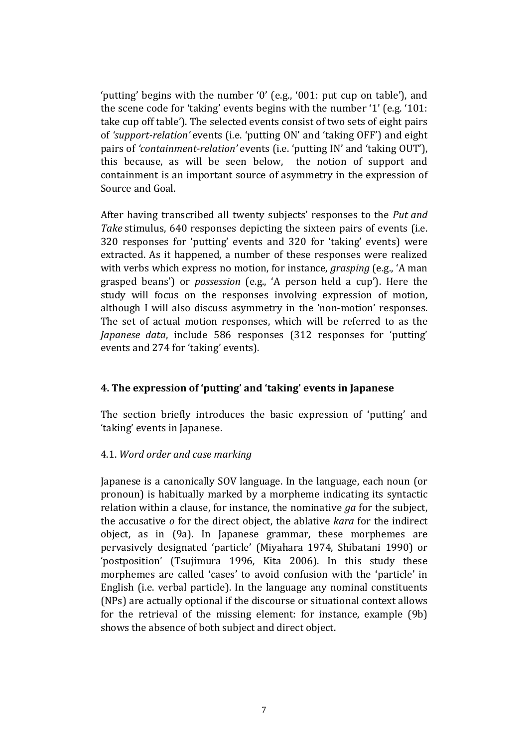'putting' begins with the number '0' (e.g., '001: put cup on table'), and the scene code for 'taking' events begins with the number '1' (e.g. '101: take cup off table'). The selected events consist of two sets of eight pairs of *'support-relation'* events (i.e. 'putting ON' and 'taking OFF') and eight pairs of *'containment-relation'* events (i.e. 'putting IN' and 'taking OUT'), this because, as will be seen below, the notion of support and containment is an important source of asymmetry in the expression of Source and Goal.

After having transcribed all twenty subjects' responses to the *Put and Take* stimulus, 640 responses depicting the sixteen pairs of events (i.e. 320 responses for 'putting' events and 320 for 'taking' events) were extracted. As it happened, a number of these responses were realized with verbs which express no motion, for instance, *grasping* (e.g., 'A man grasped beans') or *possession* (e.g., 'A person held a cup'). Here the study will focus on the responses involving expression of motion, although I will also discuss asymmetry in the 'non-motion' responses. The set of actual motion responses, which will be referred to as the *Japanese data*, include 586 responses (312 responses for 'putting' events and 274 for 'taking' events).

## 4. The expression of 'putting' and 'taking' events in Japanese

The section briefly introduces the basic expression of 'putting' and 'taking' events in Japanese.

### 4.1. *Word order and case marking*

Japanese is a canonically SOV language. In the language, each noun (or pronoun) is habitually marked by a morpheme indicating its syntactic relation within a clause, for instance, the nominative *ga* for the subject, the accusative *o* for the direct object, the ablative *kara* for the indirect object, as in (9a). In Japanese grammar, these morphemes are pervasively designated 'particle' (Miyahara 1974, Shibatani 1990) or 'postposition' (Tsujimura 1996, Kita 2006). In this study these morphemes are called 'cases' to avoid confusion with the 'particle' in English (i.e. verbal particle). In the language any nominal constituents (NPs) are actually optional if the discourse or situational context allows for the retrieval of the missing element: for instance, example (9b) shows the absence of both subject and direct object.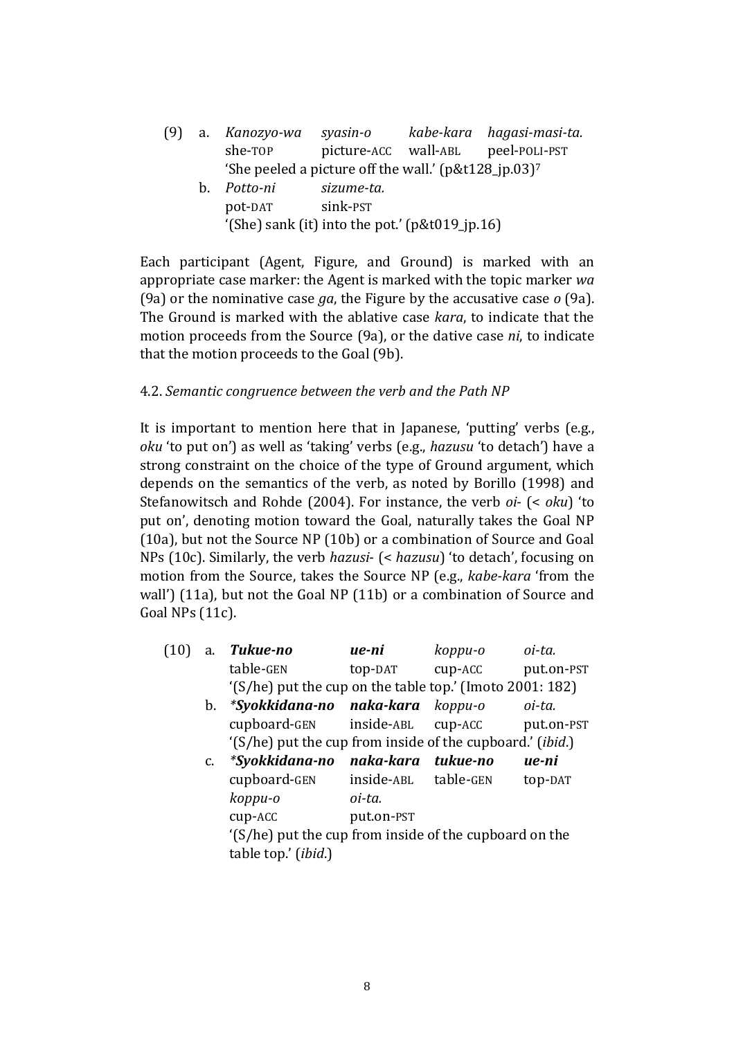(9) a. *Kanozyo-wa* *syasin-o* *kabe-kara* *hagasi-masi-ta.*
   she-TOP picture-ACC wall-ABL peel-POLI-PST
   'She peeled a picture off the wall.' (p&t128_jp.03)[7]

b. *Potto-ni* *sizume-ta.*
   pot-DAT sink-PST
   '(She) sank (it) into the pot.' (p&t019_jp.16)

Each participant (Agent, Figure, and Ground) is marked with an appropriate case marker: the Agent is marked with the topic marker *wa* (9a) or the nominative case *ga*, the Figure by the accusative case *o* (9a). The Ground is marked with the ablative case *kara*, to indicate that the motion proceeds from the Source (9a), or the dative case *ni*, to indicate that the motion proceeds to the Goal (9b).

### 4.2. *Semantic congruence between the verb and the Path NP*

It is important to mention here that in Japanese, 'putting' verbs (e.g., *oku* 'to put on') as well as 'taking' verbs (e.g., *hazusu* 'to detach') have a strong constraint on the choice of the type of Ground argument, which depends on the semantics of the verb, as noted by Borillo (1998) and Stefanowitsch and Rohde (2004). For instance, the verb *oi-* (< *oku*) 'to put on', denoting motion toward the Goal, naturally takes the Goal NP (10a), but not the Source NP (10b) or a combination of Source and Goal NPs (10c). Similarly, the verb *hazusi-* (< *hazusu*) 'to detach', focusing on motion from the Source, takes the Source NP (e.g., *kabe-kara* 'from the wall') (11a), but not the Goal NP (11b) or a combination of Source and Goal NPs (11c).

(10) a. ***Tukue-no*** ***ue-ni*** *koppu-o* *oi-ta.*
   table-GEN top-DAT cup-ACC put.on-PST
   '(S/he) put the cup on the table top.' (Imoto 2001: 182)

b. ****Syokkidana-no*** ***naka-kara*** *koppu-o* *oi-ta.*
   cupboard-GEN inside-ABL cup-ACC put.on-PST
   '(S/he) put the cup from inside of the cupboard.' (*ibid.*)

c. ****Syokkidana-no*** ***naka-kara*** ***tukue-no*** ***ue-ni***
   cupboard-GEN inside-ABL table-GEN top-DAT
   *koppu-o* *oi-ta.*
   cup-ACC put.on-PST
   '(S/he) put the cup from inside of the cupboard on the table top.' (*ibid.*)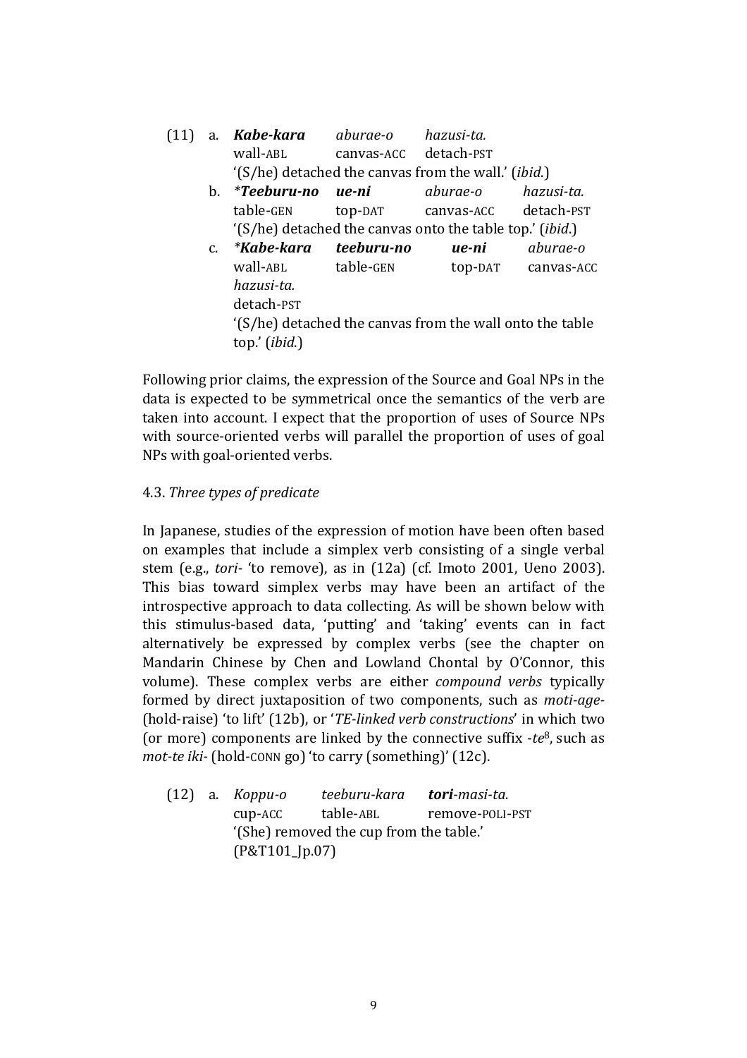(11) a. ***Kabe-kara*** *aburae-o* *hazusi-ta.*
wall-ABL canvas-ACC detach-PST
'(S/he) detached the canvas from the wall.' (*ibid.*)

b. ****Teeburu-no*** ***ue-ni*** *aburae-o* *hazusi-ta.*
table-GEN top-DAT canvas-ACC detach-PST
'(S/he) detached the canvas onto the table top.' (*ibid.*)

c. ****Kabe-kara*** ***teeburu-no*** ***ue-ni*** *aburae-o* *hazusi-ta.*
wall-ABL table-GEN top-DAT canvas-ACC detach-PST
'(S/he) detached the canvas from the wall onto the table top.' (*ibid.*)

Following prior claims, the expression of the Source and Goal NPs in the data is expected to be symmetrical once the semantics of the verb are taken into account. I expect that the proportion of uses of Source NPs with source-oriented verbs will parallel the proportion of uses of goal NPs with goal-oriented verbs.

### 4.3. *Three types of predicate*

In Japanese, studies of the expression of motion have been often based on examples that include a simplex verb consisting of a single verbal stem (e.g., *tori-* 'to remove), as in (12a) (cf. Imoto 2001, Ueno 2003). This bias toward simplex verbs may have been an artifact of the introspective approach to data collecting. As will be shown below with this stimulus-based data, 'putting' and 'taking' events can in fact alternatively be expressed by complex verbs (see the chapter on Mandarin Chinese by Chen and Lowland Chontal by O'Connor, this volume). These complex verbs are either *compound verbs* typically formed by direct juxtaposition of two components, such as *moti-age-* (hold-raise) 'to lift' (12b), or '*TE-linked verb constructions*' in which two (or more) components are linked by the connective suffix *-te*[8], such as *mot-te iki-* (hold-CONN go) 'to carry (something)' (12c).

(12) a. *Koppu-o* *teeburu-kara* ***tori****-masi-ta.*
cup-ACC table-ABL remove-POLI-PST
'(She) removed the cup from the table.'
(P&T101_Jp.07)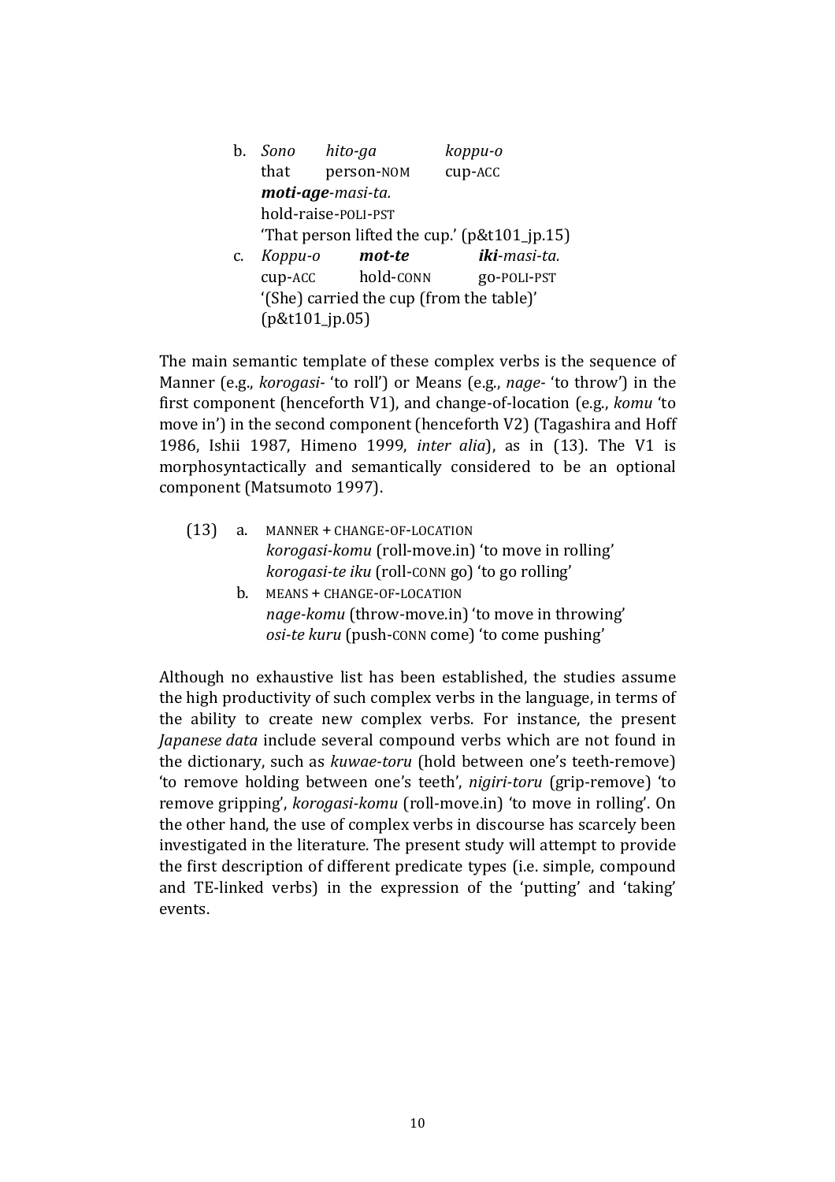b. *Sono* &nbsp;&nbsp;&nbsp;&nbsp; *hito-ga* &nbsp;&nbsp;&nbsp;&nbsp; *koppu-o*
   that &nbsp;&nbsp;&nbsp;&nbsp; person-NOM &nbsp;&nbsp;&nbsp;&nbsp; cup-ACC
   ***moti-age****-masi-ta.*
   hold-raise-POLI-PST
   'That person lifted the cup.' (p&t101_jp.15)

c. *Koppu-o* &nbsp;&nbsp;&nbsp;&nbsp; ***mot-te*** &nbsp;&nbsp;&nbsp;&nbsp; ***iki****-masi-ta.*
   cup-ACC &nbsp;&nbsp;&nbsp;&nbsp; hold-CONN &nbsp;&nbsp;&nbsp;&nbsp; go-POLI-PST
   '(She) carried the cup (from the table)'
   (p&t101_jp.05)

The main semantic template of these complex verbs is the sequence of Manner (e.g., *korogasi-* 'to roll') or Means (e.g., *nage-* 'to throw') in the first component (henceforth V1), and change-of-location (e.g., *komu* 'to move in') in the second component (henceforth V2) (Tagashira and Hoff 1986, Ishii 1987, Himeno 1999, *inter alia*), as in (13). The V1 is morphosyntactically and semantically considered to be an optional component (Matsumoto 1997).

(13) a. MANNER + CHANGE-OF-LOCATION
   *korogasi-komu* (roll-move.in) 'to move in rolling'
   *korogasi-te iku* (roll-CONN go) 'to go rolling'

   b. MEANS + CHANGE-OF-LOCATION
   *nage-komu* (throw-move.in) 'to move in throwing'
   *osi-te kuru* (push-CONN come) 'to come pushing'

Although no exhaustive list has been established, the studies assume the high productivity of such complex verbs in the language, in terms of the ability to create new complex verbs. For instance, the present *Japanese data* include several compound verbs which are not found in the dictionary, such as *kuwae-toru* (hold between one's teeth-remove) 'to remove holding between one's teeth', *nigiri-toru* (grip-remove) 'to remove gripping', *korogasi-komu* (roll-move.in) 'to move in rolling'. On the other hand, the use of complex verbs in discourse has scarcely been investigated in the literature. The present study will attempt to provide the first description of different predicate types (i.e. simple, compound and TE-linked verbs) in the expression of the 'putting' and 'taking' events.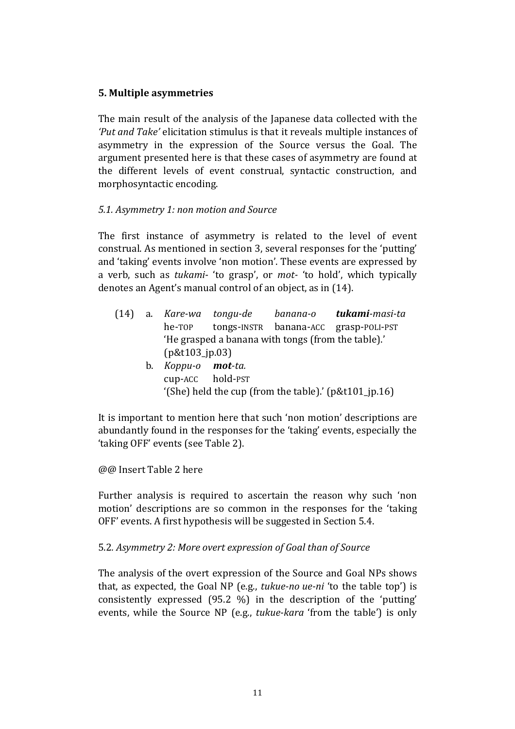## 5. Multiple asymmetries

The main result of the analysis of the Japanese data collected with the *'Put and Take'* elicitation stimulus is that it reveals multiple instances of asymmetry in the expression of the Source versus the Goal. The argument presented here is that these cases of asymmetry are found at the different levels of event construal, syntactic construction, and morphosyntactic encoding.

### *5.1. Asymmetry 1: non motion and Source*

The first instance of asymmetry is related to the level of event construal. As mentioned in section 3, several responses for the 'putting' and 'taking' events involve 'non motion'. These events are expressed by a verb, such as *tukami*- 'to grasp', or *mot*- 'to hold', which typically denotes an Agent's manual control of an object, as in (14).

(14) a. *Kare-wa* *tongu-de* *banana-o* ***tukami**-masi-ta*
he-TOP tongs-INSTR banana-ACC grasp-POLI-PST
'He grasped a banana with tongs (from the table).' (p&t103_jp.03)

b. *Koppu-o* ***mot**-ta.*
cup-ACC hold-PST
'(She) held the cup (from the table).' (p&t101_jp.16)

It is important to mention here that such 'non motion' descriptions are abundantly found in the responses for the 'taking' events, especially the 'taking OFF' events (see Table 2).

@@ Insert Table 2 here

Further analysis is required to ascertain the reason why such 'non motion' descriptions are so common in the responses for the 'taking OFF' events. A first hypothesis will be suggested in Section 5.4.

### 5.2*. Asymmetry 2: More overt expression of Goal than of Source*

The analysis of the overt expression of the Source and Goal NPs shows that, as expected, the Goal NP (e.g., *tukue-no ue-ni* 'to the table top') is consistently expressed (95.2 %) in the description of the 'putting' events, while the Source NP (e.g., *tukue-kara* 'from the table') is only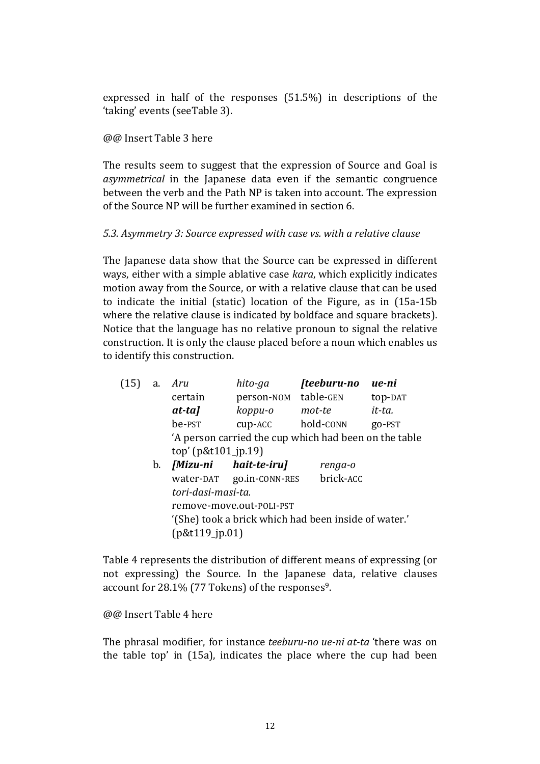expressed in half of the responses (51.5%) in descriptions of the 'taking' events (seeTable 3).

@@ Insert Table 3 here

The results seem to suggest that the expression of Source and Goal is *asymmetrical* in the Japanese data even if the semantic congruence between the verb and the Path NP is taken into account. The expression of the Source NP will be further examined in section 6.

*5.3. Asymmetry 3: Source expressed with case vs. with a relative clause*

The Japanese data show that the Source can be expressed in different ways, either with a simple ablative case *kara*, which explicitly indicates motion away from the Source, or with a relative clause that can be used to indicate the initial (static) location of the Figure, as in (15a-15b where the relative clause is indicated by boldface and square brackets). Notice that the language has no relative pronoun to signal the relative construction. It is only the clause placed before a noun which enables us to identify this construction.

(15) a. *Aru* *hito-ga* ***[teeburu-no*** ***ue-ni***
certain person-NOM table-GEN top-DAT
***at-ta]*** *koppu-o* *mot-te* *it-ta.*
be-PST cup-ACC hold-CONN go-PST
'A person carried the cup which had been on the table top' (p&t101_jp.19)

b. ***[Mizu-ni*** ***hait-te-iru]*** *renga-o*
water-DAT go.in-CONN-RES brick-ACC
*tori-dasi-masi-ta.*
remove-move.out-POLI-PST
'(She) took a brick which had been inside of water.' (p&t119_jp.01)

Table 4 represents the distribution of different means of expressing (or not expressing) the Source. In the Japanese data, relative clauses account for 28.1% (77 Tokens) of the responses[9].

@@ Insert Table 4 here

The phrasal modifier, for instance *teeburu-no ue-ni at-ta* 'there was on the table top' in (15a), indicates the place where the cup had been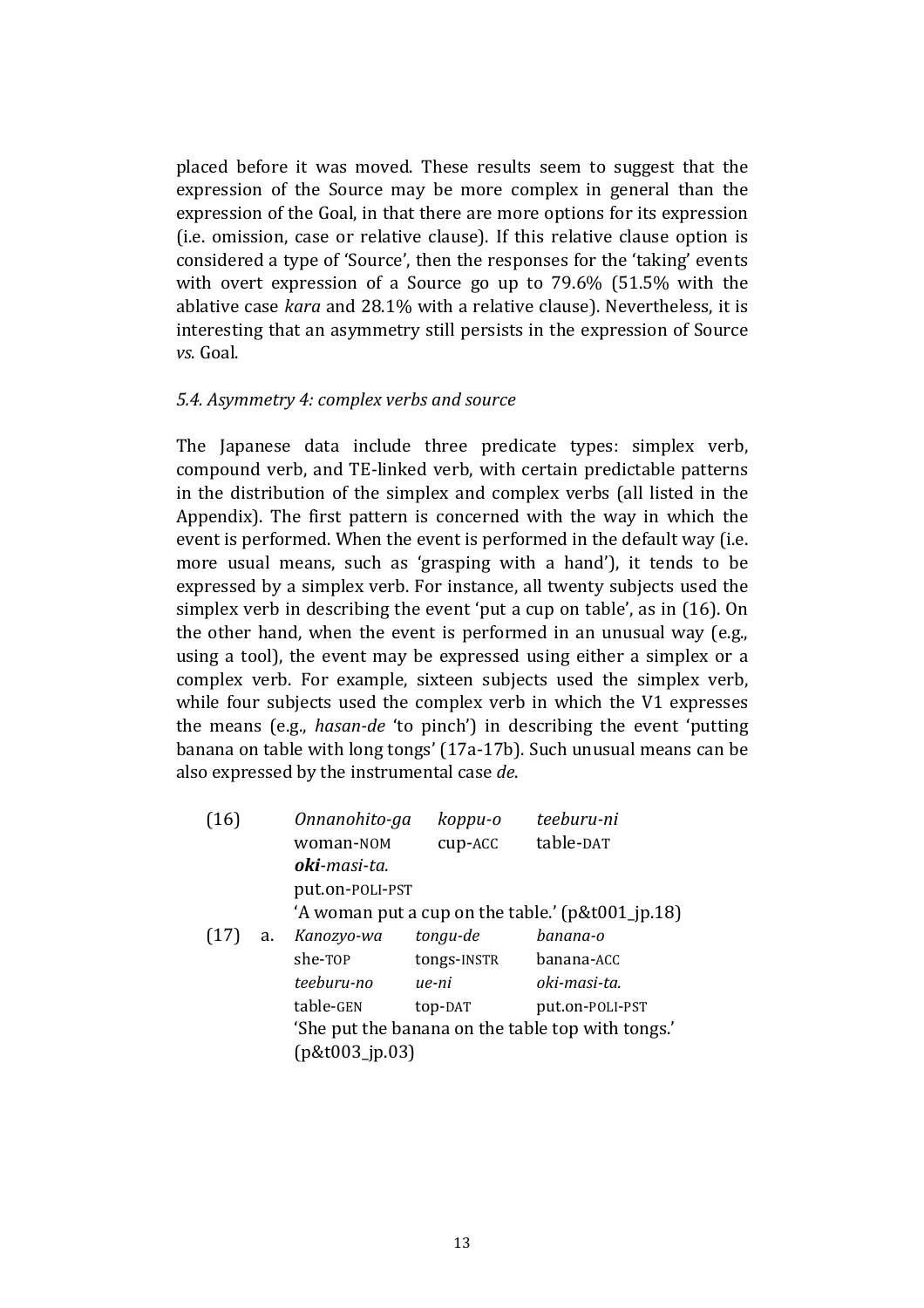placed before it was moved. These results seem to suggest that the expression of the Source may be more complex in general than the expression of the Goal, in that there are more options for its expression (i.e. omission, case or relative clause). If this relative clause option is considered a type of 'Source', then the responses for the 'taking' events with overt expression of a Source go up to 79.6% (51.5% with the ablative case *kara* and 28.1% with a relative clause). Nevertheless, it is interesting that an asymmetry still persists in the expression of Source *vs.* Goal.

### *5.4. Asymmetry 4: complex verbs and source*

The Japanese data include three predicate types: simplex verb, compound verb, and TE-linked verb, with certain predictable patterns in the distribution of the simplex and complex verbs (all listed in the Appendix). The first pattern is concerned with the way in which the event is performed. When the event is performed in the default way (i.e. more usual means, such as 'grasping with a hand'), it tends to be expressed by a simplex verb. For instance, all twenty subjects used the simplex verb in describing the event 'put a cup on table', as in (16). On the other hand, when the event is performed in an unusual way (e.g., using a tool), the event may be expressed using either a simplex or a complex verb. For example, sixteen subjects used the simplex verb, while four subjects used the complex verb in which the V1 expresses the means (e.g., *hasan-de* 'to pinch') in describing the event 'putting banana on table with long tongs' (17a-17b). Such unusual means can be also expressed by the instrumental case *de*.

(16) *Onnanohito-ga* *koppu-o* *teeburu-ni*
woman-NOM cup-ACC table-DAT
***oki**-masi-ta.*
put.on-POLI-PST
'A woman put a cup on the table.' (p&t001_jp.18)

(17) a. *Kanozyo-wa* *tongu-de* *banana-o*
she-TOP tongs-INSTR banana-ACC
*teeburu-no* *ue-ni* *oki-masi-ta.*
table-GEN top-DAT put.on-POLI-PST
'She put the banana on the table top with tongs.'
(p&t003_jp.03)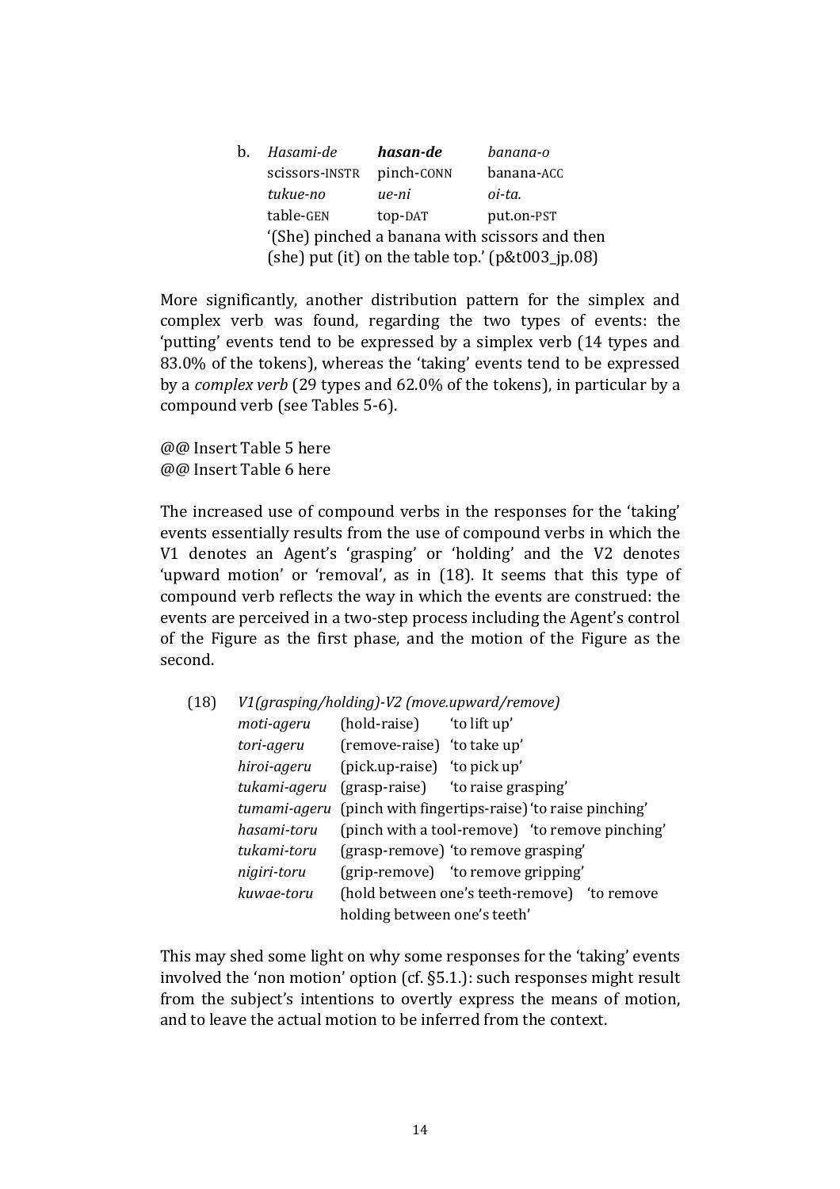b. *Hasami-de* ***hasan-de*** *banana-o*
   scissors-INSTR pinch-CONN banana-ACC
   *tukue-no* *ue-ni* *oi-ta.*
   table-GEN top-DAT put.on-PST
   '(She) pinched a banana with scissors and then (she) put (it) on the table top.' (p&t003_jp.08)

More significantly, another distribution pattern for the simplex and complex verb was found, regarding the two types of events: the 'putting' events tend to be expressed by a simplex verb (14 types and 83.0% of the tokens), whereas the 'taking' events tend to be expressed by a *complex verb* (29 types and 62.0% of the tokens), in particular by a compound verb (see Tables 5-6).

@@ Insert Table 5 here
@@ Insert Table 6 here

The increased use of compound verbs in the responses for the 'taking' events essentially results from the use of compound verbs in which the V1 denotes an Agent's 'grasping' or 'holding' and the V2 denotes 'upward motion' or 'removal', as in (18). It seems that this type of compound verb reflects the way in which the events are construed: the events are perceived in a two-step process including the Agent's control of the Figure as the first phase, and the motion of the Figure as the second.

(18) *V1(grasping/holding)-V2 (move.upward/remove)*

| | | |
|---|---|---|
| *moti-ageru* | (hold-raise) | 'to lift up' |
| *tori-ageru* | (remove-raise) | 'to take up' |
| *hiroi-ageru* | (pick.up-raise) | 'to pick up' |
| *tukami-ageru* | (grasp-raise) | 'to raise grasping' |
| *tumami-ageru* | (pinch with fingertips-raise) | 'to raise pinching' |
| *hasami-toru* | (pinch with a tool-remove) | 'to remove pinching' |
| *tukami-toru* | (grasp-remove) | 'to remove grasping' |
| *nigiri-toru* | (grip-remove) | 'to remove gripping' |
| *kuwae-toru* | (hold between one's teeth-remove) | 'to remove holding between one's teeth' |

This may shed some light on why some responses for the 'taking' events involved the 'non motion' option (cf. §5.1.): such responses might result from the subject's intentions to overtly express the means of motion, and to leave the actual motion to be inferred from the context.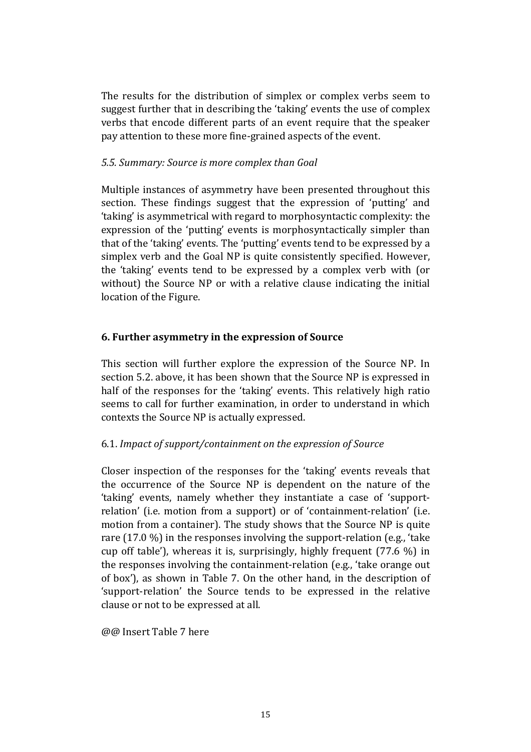The results for the distribution of simplex or complex verbs seem to suggest further that in describing the 'taking' events the use of complex verbs that encode different parts of an event require that the speaker pay attention to these more fine-grained aspects of the event.

*5.5. Summary: Source is more complex than Goal*

Multiple instances of asymmetry have been presented throughout this section. These findings suggest that the expression of 'putting' and 'taking' is asymmetrical with regard to morphosyntactic complexity: the expression of the 'putting' events is morphosyntactically simpler than that of the 'taking' events. The 'putting' events tend to be expressed by a simplex verb and the Goal NP is quite consistently specified. However, the 'taking' events tend to be expressed by a complex verb with (or without) the Source NP or with a relative clause indicating the initial location of the Figure.

## 6. Further asymmetry in the expression of Source

This section will further explore the expression of the Source NP. In section 5.2. above, it has been shown that the Source NP is expressed in half of the responses for the 'taking' events. This relatively high ratio seems to call for further examination, in order to understand in which contexts the Source NP is actually expressed.

6.1. *Impact of support/containment on the expression of Source*

Closer inspection of the responses for the 'taking' events reveals that the occurrence of the Source NP is dependent on the nature of the 'taking' events, namely whether they instantiate a case of 'support-relation' (i.e. motion from a support) or of 'containment-relation' (i.e. motion from a container). The study shows that the Source NP is quite rare (17.0 %) in the responses involving the support-relation (e.g., 'take cup off table'), whereas it is, surprisingly, highly frequent (77.6 %) in the responses involving the containment-relation (e.g., 'take orange out of box'), as shown in Table 7. On the other hand, in the description of 'support-relation' the Source tends to be expressed in the relative clause or not to be expressed at all.

@@ Insert Table 7 here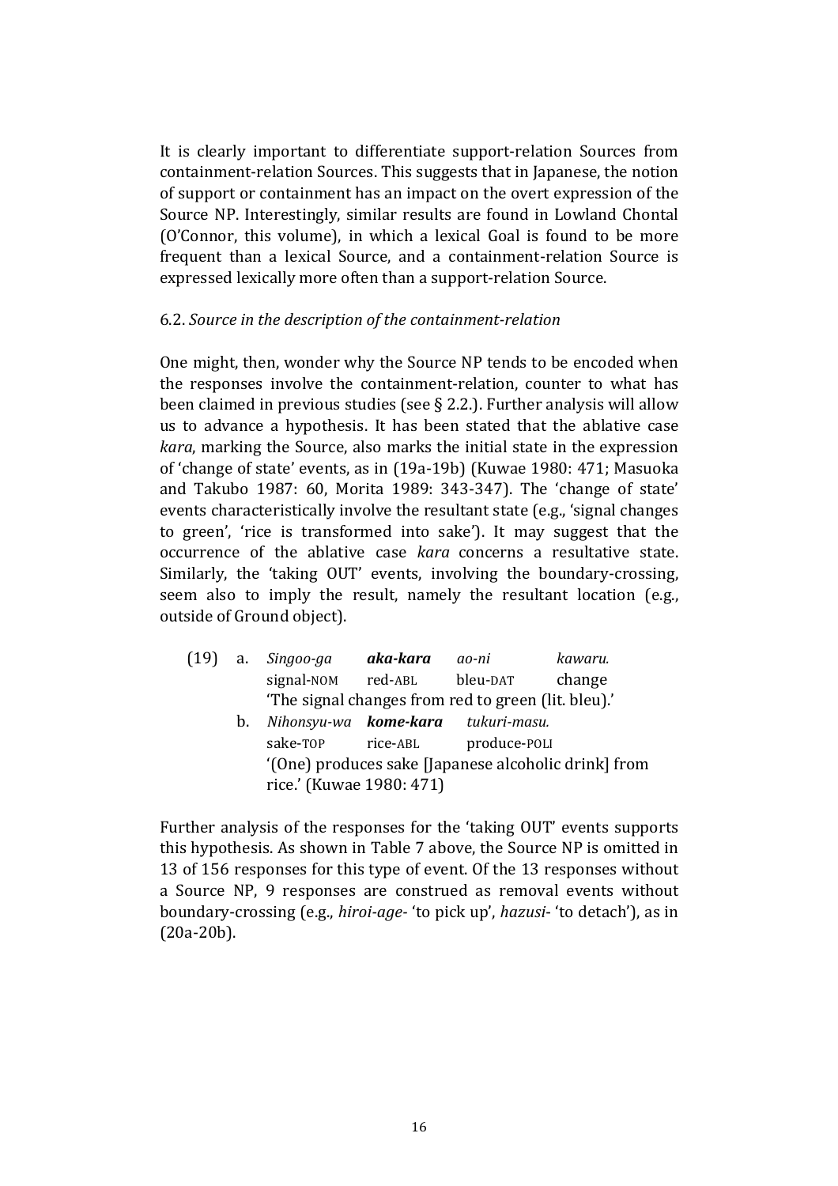It is clearly important to differentiate support-relation Sources from containment-relation Sources. This suggests that in Japanese, the notion of support or containment has an impact on the overt expression of the Source NP. Interestingly, similar results are found in Lowland Chontal (O'Connor, this volume), in which a lexical Goal is found to be more frequent than a lexical Source, and a containment-relation Source is expressed lexically more often than a support-relation Source.

### 6.2. *Source in the description of the containment-relation*

One might, then, wonder why the Source NP tends to be encoded when the responses involve the containment-relation, counter to what has been claimed in previous studies (see § 2.2.). Further analysis will allow us to advance a hypothesis. It has been stated that the ablative case *kara*, marking the Source, also marks the initial state in the expression of 'change of state' events, as in (19a-19b) (Kuwae 1980: 471; Masuoka and Takubo 1987: 60, Morita 1989: 343-347). The 'change of state' events characteristically involve the resultant state (e.g., 'signal changes to green', 'rice is transformed into sake'). It may suggest that the occurrence of the ablative case *kara* concerns a resultative state. Similarly, the 'taking OUT' events, involving the boundary-crossing, seem also to imply the result, namely the resultant location (e.g., outside of Ground object).

(19) a. *Singoo-ga* ***aka-kara*** *ao-ni* *kawaru.*
signal-NOM red-ABL bleu-DAT change
'The signal changes from red to green (lit. bleu).'

b. *Nihonsyu-wa* ***kome-kara*** *tukuri-masu.*
sake-TOP rice-ABL produce-POLI
'(One) produces sake [Japanese alcoholic drink] from rice.' (Kuwae 1980: 471)

Further analysis of the responses for the 'taking OUT' events supports this hypothesis. As shown in Table 7 above, the Source NP is omitted in 13 of 156 responses for this type of event. Of the 13 responses without a Source NP, 9 responses are construed as removal events without boundary-crossing (e.g., *hiroi-age-* 'to pick up', *hazusi-* 'to detach'), as in (20a-20b).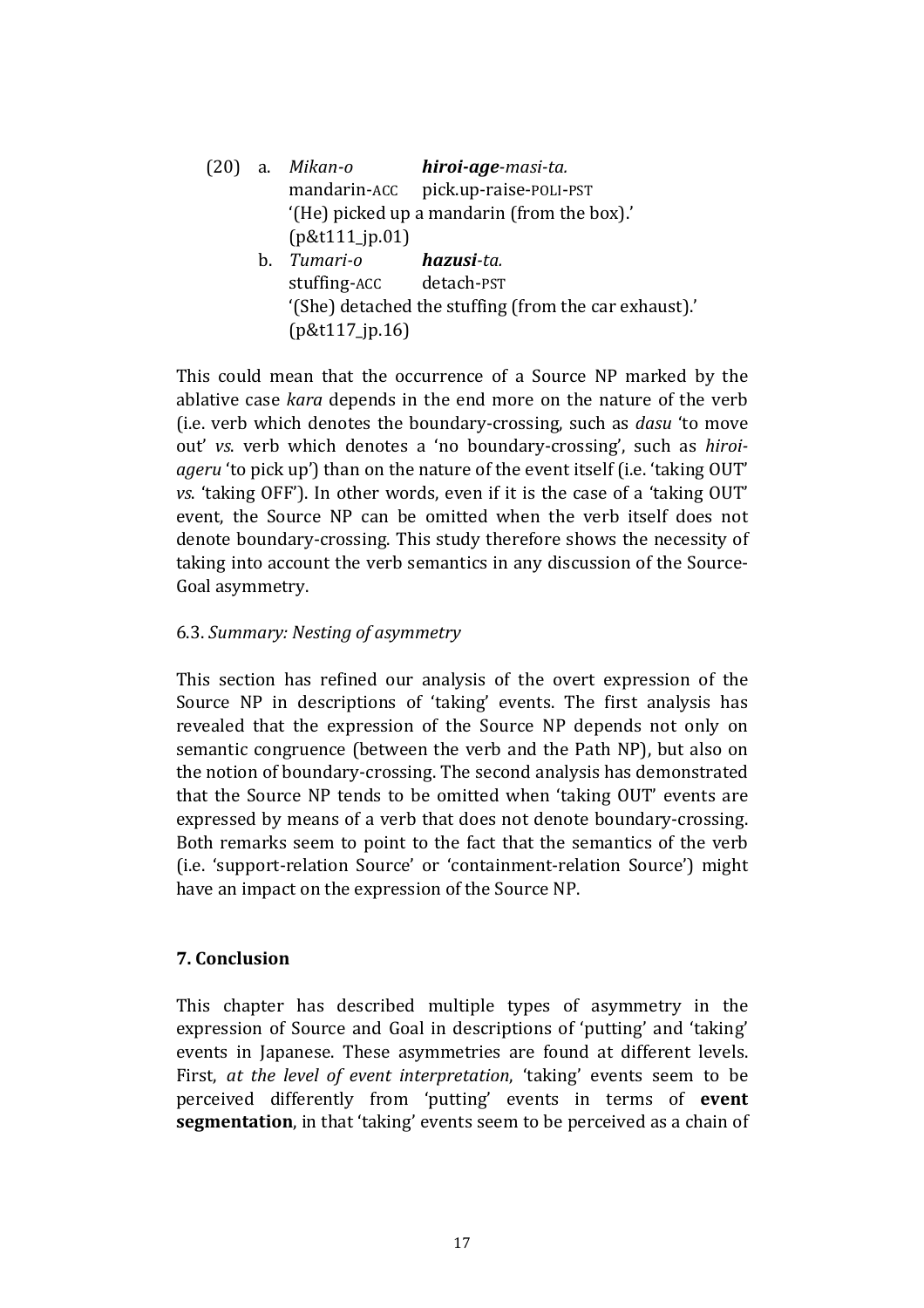(20) a. *Mikan-o* ***hiroi-age****-masi-ta.*
mandarin-ACC pick.up-raise-POLI-PST
'(He) picked up a mandarin (from the box).'
(p&t111_jp.01)

b. *Tumari-o* ***hazusi****-ta.*
stuffing-ACC detach-PST
'(She) detached the stuffing (from the car exhaust).'
(p&t117_jp.16)

This could mean that the occurrence of a Source NP marked by the ablative case *kara* depends in the end more on the nature of the verb (i.e. verb which denotes the boundary-crossing, such as *dasu* 'to move out' *vs.* verb which denotes a 'no boundary-crossing', such as *hiroi-ageru* 'to pick up') than on the nature of the event itself (i.e. 'taking OUT' *vs.* 'taking OFF'). In other words, even if it is the case of a 'taking OUT' event, the Source NP can be omitted when the verb itself does not denote boundary-crossing. This study therefore shows the necessity of taking into account the verb semantics in any discussion of the Source-Goal asymmetry.

### 6.3. *Summary: Nesting of asymmetry*

This section has refined our analysis of the overt expression of the Source NP in descriptions of 'taking' events. The first analysis has revealed that the expression of the Source NP depends not only on semantic congruence (between the verb and the Path NP), but also on the notion of boundary-crossing. The second analysis has demonstrated that the Source NP tends to be omitted when 'taking OUT' events are expressed by means of a verb that does not denote boundary-crossing. Both remarks seem to point to the fact that the semantics of the verb (i.e. 'support-relation Source' or 'containment-relation Source') might have an impact on the expression of the Source NP.

## 7. Conclusion

This chapter has described multiple types of asymmetry in the expression of Source and Goal in descriptions of 'putting' and 'taking' events in Japanese. These asymmetries are found at different levels. First, *at the level of event interpretation*, 'taking' events seem to be perceived differently from 'putting' events in terms of **event segmentation**, in that 'taking' events seem to be perceived as a chain of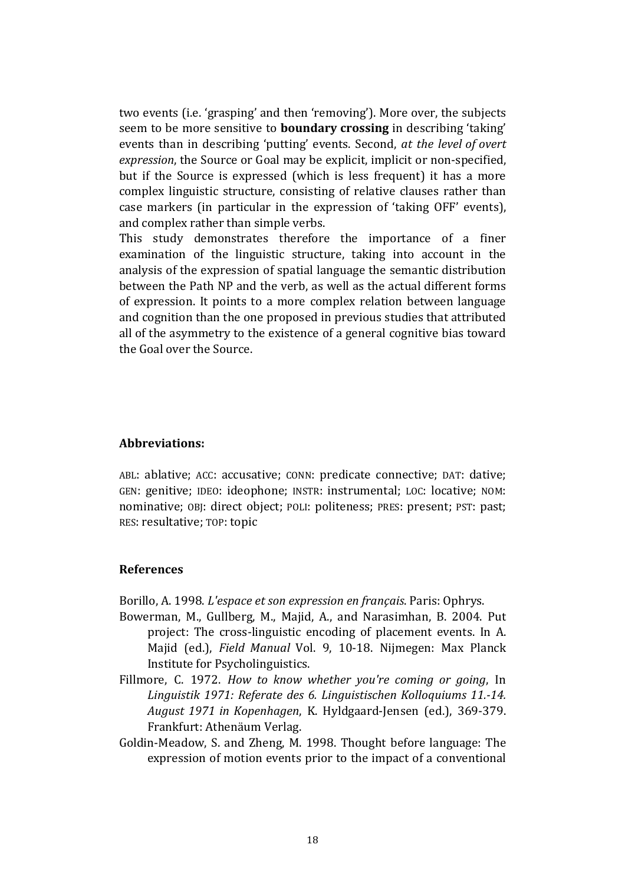two events (i.e. 'grasping' and then 'removing'). More over, the subjects seem to be more sensitive to **boundary crossing** in describing 'taking' events than in describing 'putting' events. Second, *at the level of overt expression*, the Source or Goal may be explicit, implicit or non-specified, but if the Source is expressed (which is less frequent) it has a more complex linguistic structure, consisting of relative clauses rather than case markers (in particular in the expression of 'taking OFF' events), and complex rather than simple verbs.

This study demonstrates therefore the importance of a finer examination of the linguistic structure, taking into account in the analysis of the expression of spatial language the semantic distribution between the Path NP and the verb, as well as the actual different forms of expression. It points to a more complex relation between language and cognition than the one proposed in previous studies that attributed all of the asymmetry to the existence of a general cognitive bias toward the Goal over the Source.

### Abbreviations:

ABL: ablative; ACC: accusative; CONN: predicate connective; DAT: dative; GEN: genitive; IDEO: ideophone; INSTR: instrumental; LOC: locative; NOM: nominative; OBJ: direct object; POLI: politeness; PRES: present; PST: past; RES: resultative; TOP: topic

### References

Borillo, A. 1998. *L'espace et son expression en français*. Paris: Ophrys.

Bowerman, M., Gullberg, M., Majid, A., and Narasimhan, B. 2004. Put project: The cross-linguistic encoding of placement events. In A. Majid (ed.), *Field Manual* Vol. 9, 10-18. Nijmegen: Max Planck Institute for Psycholinguistics.

Fillmore, C. 1972. *How to know whether you're coming or going*, In *Linguistik 1971: Referate des 6. Linguistischen Kolloquiums 11.-14. August 1971 in Kopenhagen*, K. Hyldgaard-Jensen (ed.), 369-379. Frankfurt: Athenäum Verlag.

Goldin-Meadow, S. and Zheng, M. 1998. Thought before language: The expression of motion events prior to the impact of a conventional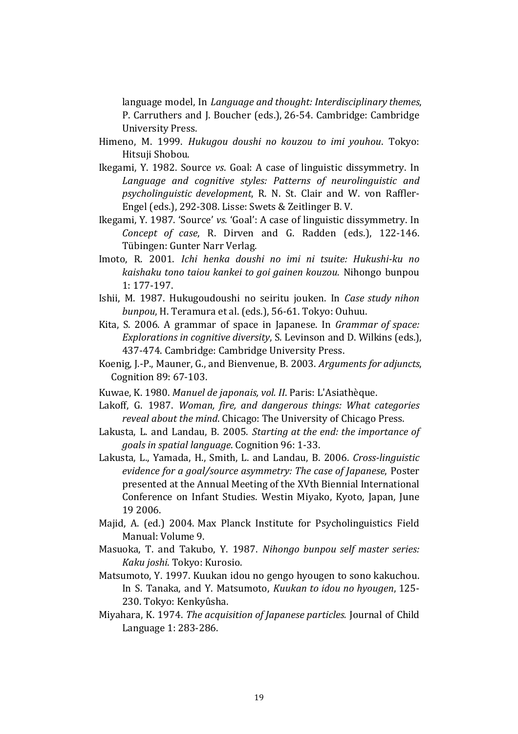language model, In *Language and thought: Interdisciplinary themes*, P. Carruthers and J. Boucher (eds.), 26-54. Cambridge: Cambridge University Press.

Himeno, M. 1999. *Hukugou doushi no kouzou to imi youhou*. Tokyo: Hitsuji Shobou.

Ikegami, Y. 1982. Source *vs*. Goal: A case of linguistic dissymmetry. In *Language and cognitive styles: Patterns of neurolinguistic and psycholinguistic development*, R. N. St. Clair and W. von Raffler-Engel (eds.), 292-308. Lisse: Swets & Zeitlinger B. V.

Ikegami, Y. 1987. 'Source' *vs*. 'Goal': A case of linguistic dissymmetry. In *Concept of case*, R. Dirven and G. Radden (eds.), 122-146. Tübingen: Gunter Narr Verlag.

Imoto, R. 2001. *Ichi henka doushi no imi ni tsuite: Hukushi-ku no kaishaku tono taiou kankei to goi gainen kouzou.* Nihongo bunpou 1: 177-197.

Ishii, M. 1987. Hukugoudoushi no seiritu jouken. In *Case study nihon bunpou*, H. Teramura et al. (eds.), 56-61. Tokyo: Ouhuu.

Kita, S. 2006. A grammar of space in Japanese. In *Grammar of space: Explorations in cognitive diversity*, S. Levinson and D. Wilkins (eds.), 437-474. Cambridge: Cambridge University Press.

Koenig, J.-P., Mauner, G., and Bienvenue, B. 2003. *Arguments for adjuncts*, Cognition 89: 67-103.

Kuwae, K. 1980. *Manuel de japonais, vol. II*. Paris: L'Asiathèque.

Lakoff, G. 1987. *Woman, fire, and dangerous things: What categories reveal about the mind*. Chicago: The University of Chicago Press.

Lakusta, L. and Landau, B. 2005. *Starting at the end: the importance of goals in spatial language*. Cognition 96: 1-33.

Lakusta, L., Yamada, H., Smith, L. and Landau, B. 2006. *Cross-linguistic evidence for a goal/source asymmetry: The case of Japanese*, Poster presented at the Annual Meeting of the XVth Biennial International Conference on Infant Studies. Westin Miyako, Kyoto, Japan, June 19 2006.

Majid, A. (ed.) 2004. Max Planck Institute for Psycholinguistics Field Manual: Volume 9.

Masuoka, T. and Takubo, Y. 1987. *Nihongo bunpou self master series: Kaku joshi*. Tokyo: Kurosio.

Matsumoto, Y. 1997. Kuukan idou no gengo hyougen to sono kakuchou. In S. Tanaka, and Y. Matsumoto, *Kuukan to idou no hyougen*, 125-230. Tokyo: Kenkyûsha.

Miyahara, K. 1974. *The acquisition of Japanese particles.* Journal of Child Language 1: 283-286.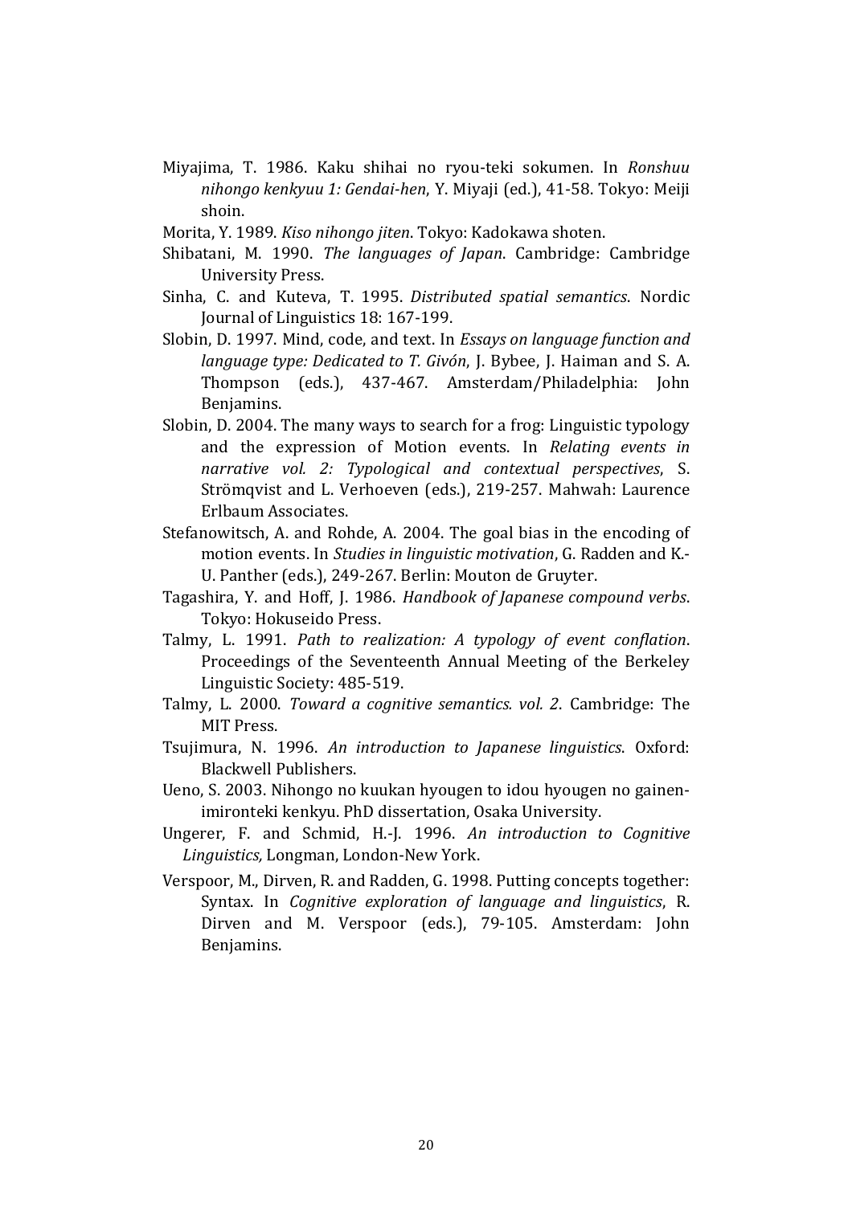Miyajima, T. 1986. Kaku shihai no ryou-teki sokumen. In *Ronshuu nihongo kenkyuu 1: Gendai-hen*, Y. Miyaji (ed.), 41-58. Tokyo: Meiji shoin.

Morita, Y. 1989. *Kiso nihongo jiten*. Tokyo: Kadokawa shoten.

Shibatani, M. 1990. *The languages of Japan*. Cambridge: Cambridge University Press.

Sinha, C. and Kuteva, T. 1995. *Distributed spatial semantics*. Nordic Journal of Linguistics 18: 167-199.

Slobin, D. 1997. Mind, code, and text. In *Essays on language function and language type: Dedicated to T. Givón*, J. Bybee, J. Haiman and S. A. Thompson (eds.), 437-467. Amsterdam/Philadelphia: John Benjamins.

Slobin, D. 2004. The many ways to search for a frog: Linguistic typology and the expression of Motion events. In *Relating events in narrative vol. 2: Typological and contextual perspectives*, S. Strömqvist and L. Verhoeven (eds.), 219-257. Mahwah: Laurence Erlbaum Associates.

Stefanowitsch, A. and Rohde, A. 2004. The goal bias in the encoding of motion events. In *Studies in linguistic motivation*, G. Radden and K.-U. Panther (eds.), 249-267. Berlin: Mouton de Gruyter.

Tagashira, Y. and Hoff, J. 1986. *Handbook of Japanese compound verbs*. Tokyo: Hokuseido Press.

Talmy, L. 1991. *Path to realization: A typology of event conflation*. Proceedings of the Seventeenth Annual Meeting of the Berkeley Linguistic Society: 485-519.

Talmy, L. 2000. *Toward a cognitive semantics. vol. 2*. Cambridge: The MIT Press.

Tsujimura, N. 1996. *An introduction to Japanese linguistics*. Oxford: Blackwell Publishers.

Ueno, S. 2003. Nihongo no kuukan hyougen to idou hyougen no gainen-imironteki kenkyu. PhD dissertation, Osaka University.

Ungerer, F. and Schmid, H.-J. 1996. *An introduction to Cognitive Linguistics,* Longman, London-New York.

Verspoor, M., Dirven, R. and Radden, G. 1998. Putting concepts together: Syntax. In *Cognitive exploration of language and linguistics*, R. Dirven and M. Verspoor (eds.), 79-105. Amsterdam: John Benjamins.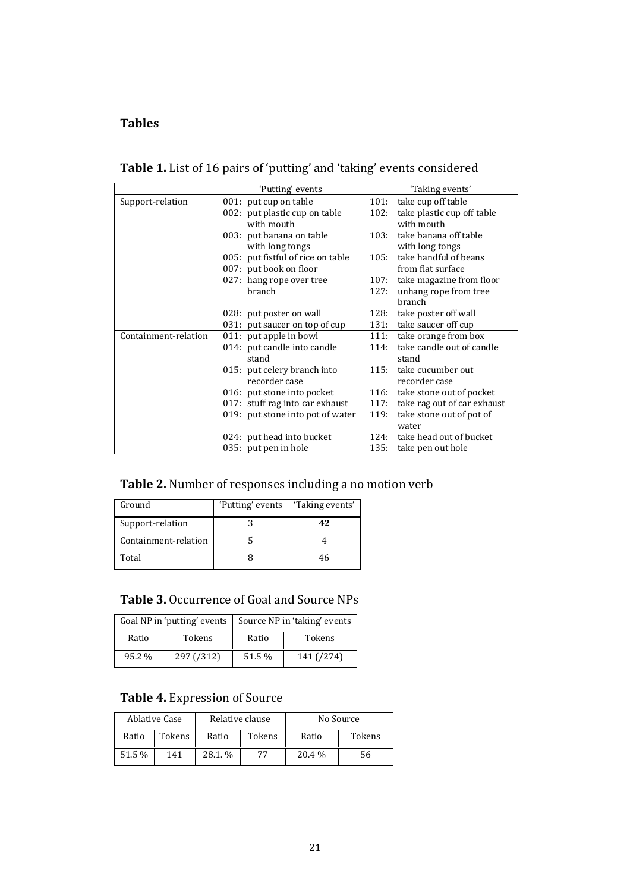# Tables

**Table 1.** List of 16 pairs of 'putting' and 'taking' events considered

| | 'Putting' events | 'Taking events' |
|---|---|---|
| Support-relation | 001: put cup on table | 101: take cup off table |
| | 002: put plastic cup on table with mouth | 102: take plastic cup off table with mouth |
| | 003: put banana on table with long tongs | 103: take banana off table with long tongs |
| | 005: put fistful of rice on table | 105: take handful of beans from flat surface |
| | 007: put book on floor | 107: take magazine from floor |
| | 027: hang rope over tree branch | 127: unhang rope from tree branch |
| | 028: put poster on wall | 128: take poster off wall |
| | 031: put saucer on top of cup | 131: take saucer off cup |
| Containment-relation | 011: put apple in bowl | 111: take orange from box |
| | 014: put candle into candle stand | 114: take candle out of candle stand |
| | 015: put celery branch into recorder case | 115: take cucumber out recorder case |
| | 016: put stone into pocket | 116: take stone out of pocket |
| | 017: stuff rag into car exhaust | 117: take rag out of car exhaust |
| | 019: put stone into pot of water | 119: take stone out of pot of water |
| | 024: put head into bucket | 124: take head out of bucket |
| | 035: put pen in hole | 135: take pen out hole |

**Table 2.** Number of responses including a no motion verb

| Ground | 'Putting' events | 'Taking events' |
|---|---|---|
| Support-relation | 3 | **42** |
| Containment-relation | 5 | 4 |
| Total | 8 | 46 |

**Table 3.** Occurrence of Goal and Source NPs

| Goal NP in 'putting' events | | Source NP in 'taking' events | |
|---|---|---|---|
| Ratio | Tokens | Ratio | Tokens |
| 95.2 % | 297 (/312) | 51.5 % | 141 (/274) |

**Table 4.** Expression of Source

| Ablative Case | | Relative clause | | No Source | |
|---|---|---|---|---|---|
| Ratio | Tokens | Ratio | Tokens | Ratio | Tokens |
| 51.5 % | 141 | 28.1. % | 77 | 20.4 % | 56 |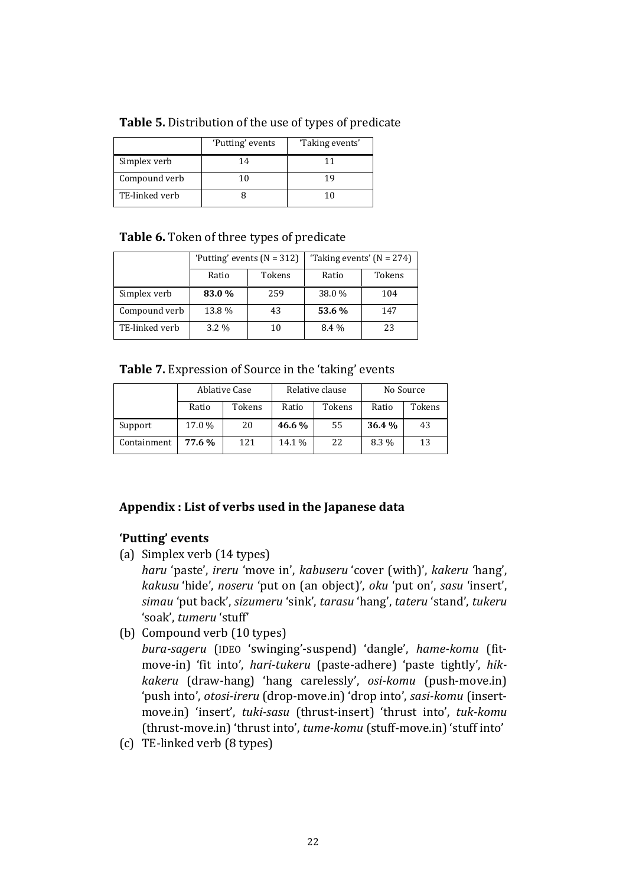**Table 5.** Distribution of the use of types of predicate

| | 'Putting' events | 'Taking events' |
|---|---|---|
| Simplex verb | 14 | 11 |
| Compound verb | 10 | 19 |
| TE-linked verb | 8 | 10 |

**Table 6.** Token of three types of predicate

| | 'Putting' events (N = 312) | | 'Taking events' (N = 274) | |
|---|---|---|---|---|
| | Ratio | Tokens | Ratio | Tokens |
| Simplex verb | **83.0 %** | 259 | 38.0 % | 104 |
| Compound verb | 13.8 % | 43 | **53.6 %** | 147 |
| TE-linked verb | 3.2 % | 10 | 8.4 % | 23 |

**Table 7.** Expression of Source in the 'taking' events

| | Ablative Case | | Relative clause | | No Source | |
|---|---|---|---|---|---|---|
| | Ratio | Tokens | Ratio | Tokens | Ratio | Tokens |
| Support | 17.0 % | 20 | **46.6 %** | 55 | **36.4 %** | 43 |
| Containment | **77.6 %** | 121 | 14.1 % | 22 | 8.3 % | 13 |

### Appendix : List of verbs used in the Japanese data

#### 'Putting' events

(a) Simplex verb (14 types)
*haru* 'paste', *ireru* 'move in', *kabuseru* 'cover (with)', *kakeru* 'hang', *kakusu* 'hide', *noseru* 'put on (an object)', *oku* 'put on', *sasu* 'insert', *simau* 'put back', *sizumeru* 'sink', *tarasu* 'hang', *tateru* 'stand', *tukeru* 'soak', *tumeru* 'stuff'

(b) Compound verb (10 types)
*bura-sageru* (IDEO 'swinging'-suspend) 'dangle', *hame-komu* (fit-move-in) 'fit into', *hari-tukeru* (paste-adhere) 'paste tightly', *hik-kakeru* (draw-hang) 'hang carelessly', *osi-komu* (push-move.in) 'push into', *otosi-ireru* (drop-move.in) 'drop into', *sasi-komu* (insert-move.in) 'insert', *tuki-sasu* (thrust-insert) 'thrust into', *tuk-komu* (thrust-move.in) 'thrust into', *tume-komu* (stuff-move.in) 'stuff into'

(c) TE-linked verb (8 types)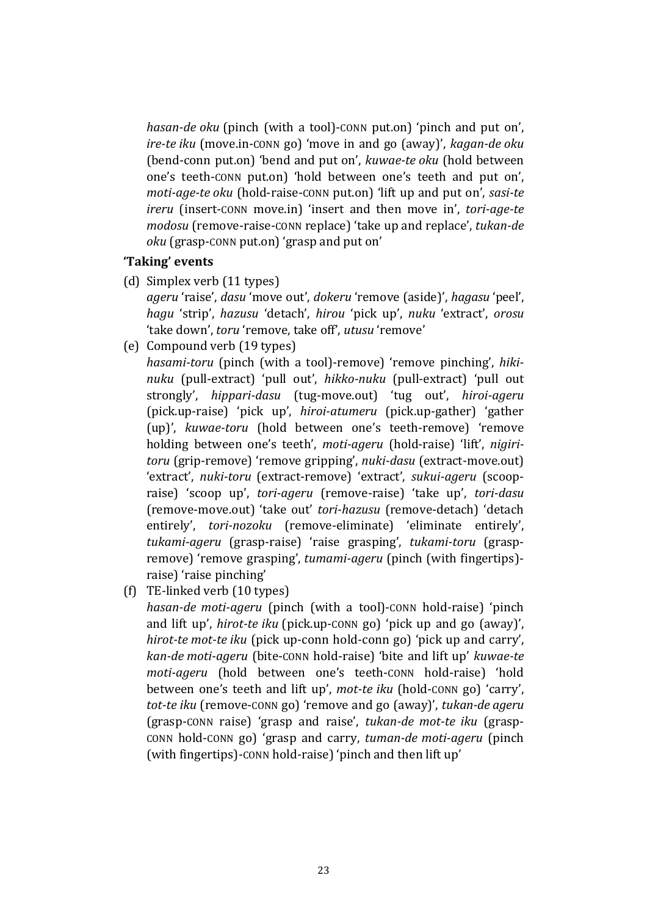*hasan-de oku* (pinch (with a tool)-CONN put.on) 'pinch and put on', *ire-te iku* (move.in-CONN go) 'move in and go (away)', *kagan-de oku* (bend-conn put.on) 'bend and put on', *kuwae-te oku* (hold between one's teeth-CONN put.on) 'hold between one's teeth and put on', *moti-age-te oku* (hold-raise-CONN put.on) 'lift up and put on', *sasi-te ireru* (insert-CONN move.in) 'insert and then move in', *tori-age-te modosu* (remove-raise-CONN replace) 'take up and replace', *tukan-de oku* (grasp-CONN put.on) 'grasp and put on'

**'Taking' events**

(d) Simplex verb (11 types)
*ageru* 'raise', *dasu* 'move out', *dokeru* 'remove (aside)', *hagasu* 'peel', *hagu* 'strip', *hazusu* 'detach', *hirou* 'pick up', *nuku* 'extract', *orosu* 'take down', *toru* 'remove, take off', *utusu* 'remove'

(e) Compound verb (19 types)
*hasami-toru* (pinch (with a tool)-remove) 'remove pinching', *hiki-nuku* (pull-extract) 'pull out', *hikko-nuku* (pull-extract) 'pull out strongly', *hippari-dasu* (tug-move.out) 'tug out', *hiroi-ageru* (pick.up-raise) 'pick up', *hiroi-atumeru* (pick.up-gather) 'gather (up)', *kuwae-toru* (hold between one's teeth-remove) 'remove holding between one's teeth', *moti-ageru* (hold-raise) 'lift', *nigiri-toru* (grip-remove) 'remove gripping', *nuki-dasu* (extract-move.out) 'extract', *nuki-toru* (extract-remove) 'extract', *sukui-ageru* (scoop-raise) 'scoop up', *tori-ageru* (remove-raise) 'take up', *tori-dasu* (remove-move.out) 'take out' *tori-hazusu* (remove-detach) 'detach entirely', *tori-nozoku* (remove-eliminate) 'eliminate entirely', *tukami-ageru* (grasp-raise) 'raise grasping', *tukami-toru* (grasp-remove) 'remove grasping', *tumami-ageru* (pinch (with fingertips)-raise) 'raise pinching'

(f) TE-linked verb (10 types)
*hasan-de moti-ageru* (pinch (with a tool)-CONN hold-raise) 'pinch and lift up', *hirot-te iku* (pick.up-CONN go) 'pick up and go (away)', *hirot-te mot-te iku* (pick up-conn hold-conn go) 'pick up and carry', *kan-de moti-ageru* (bite-CONN hold-raise) 'bite and lift up' *kuwae-te moti-ageru* (hold between one's teeth-CONN hold-raise) 'hold between one's teeth and lift up', *mot-te iku* (hold-CONN go) 'carry', *tot-te iku* (remove-CONN go) 'remove and go (away)', *tukan-de ageru* (grasp-CONN raise) 'grasp and raise', *tukan-de mot-te iku* (grasp-CONN hold-CONN go) 'grasp and carry, *tuman-de moti-ageru* (pinch (with fingertips)-CONN hold-raise) 'pinch and then lift up'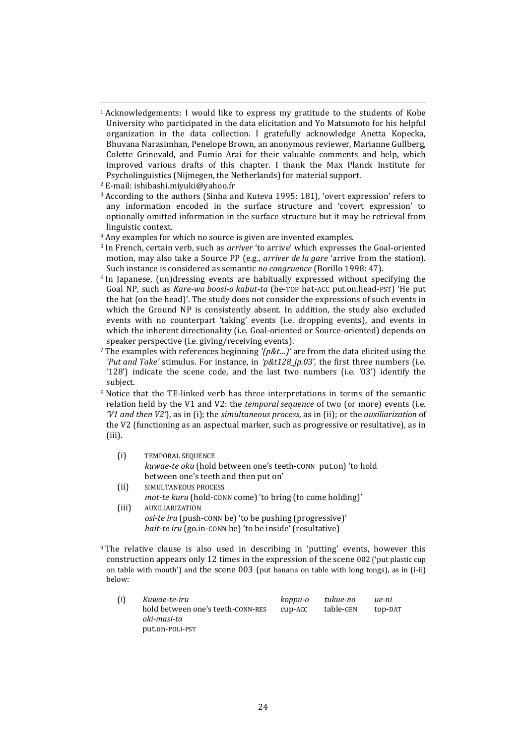[1] Acknowledgements: I would like to express my gratitude to the students of Kobe University who participated in the data elicitation and Yo Matsumoto for his helpful organization in the data collection. I gratefully acknowledge Anetta Kopecka, Bhuvana Narasimhan, Penelope Brown, an anonymous reviewer, Marianne Gullberg, Colette Grinevald, and Fumio Arai for their valuable comments and help, which improved various drafts of this chapter. I thank the Max Planck Institute for Psycholinguistics (Nijmegen, the Netherlands) for material support.

[2] E-mail: ishibashi.miyuki@yahoo.fr

[3] According to the authors (Sinha and Kuteva 1995: 181), 'overt expression' refers to any information encoded in the surface structure and 'covert expression' to optionally omitted information in the surface structure but it may be retrieval from linguistic context.

[4] Any examples for which no source is given are invented examples.

[5] In French, certain verb, such as *arriver* 'to arrive' which expresses the Goal-oriented motion, may also take a Source PP (e.g., *arriver de la gare* 'arrive from the station). Such instance is considered as semantic *no congruence* (Borillo 1998: 47).

[6] In Japanese, (un)dressing events are habitually expressed without specifying the Goal NP, such as *Kare-wa boosi-o kabut-ta* (he-TOP hat-ACC put.on.head-PST) 'He put the hat (on the head)'. The study does not consider the expressions of such events in which the Ground NP is consistently absent. In addition, the study also excluded events with no counterpart 'taking' events (i.e. dropping events), and events in which the inherent directionality (i.e. Goal-oriented or Source-oriented) depends on speaker perspective (i.e. giving/receiving events).

[7] The examples with references beginning *'(p&t…)'* are from the data elicited using the *'Put and Take'* stimulus. For instance, in *'p&t128_jp.03'*, the first three numbers (i.e. '128') indicate the scene code, and the last two numbers (i.e. '03') identify the subject.

[8] Notice that the TE-linked verb has three interpretations in terms of the semantic relation held by the V1 and V2: the *temporal sequence* of two (or more) events (i.e. *'V1 and then V2'*), as in (i); the *simultaneous process*, as in (ii); or the *auxiliarization* of the V2 (functioning as an aspectual marker, such as progressive or resultative), as in (iii).

(i) TEMPORAL SEQUENCE
*kuwae-te oku* (hold between one's teeth-CONN put.on) 'to hold between one's teeth and then put on'

(ii) SIMULTANEOUS PROCESS
*mot-te kuru* (hold-CONN come) 'to bring (to come holding)'

(iii) AUXILIARIZATION
*osi-te iru* (push-CONN be) 'to be pushing (progressive)'
*hait-te iru* (go.in-CONN be) 'to be inside' (resultative)

[9] The relative clause is also used in describing in 'putting' events, however this construction appears only 12 times in the expression of the scene 002 ('put plastic cup on table with mouth') and the scene 003 (put banana on table with long tongs), as in (i-ii) below:

(i) *Kuwae-te-iru* *koppu-o* *tukue-no* *ue-ni*
hold between one's teeth-CONN-RES cup-ACC table-GEN top-DAT
*oki-masi-ta*
put.on-POLI-PST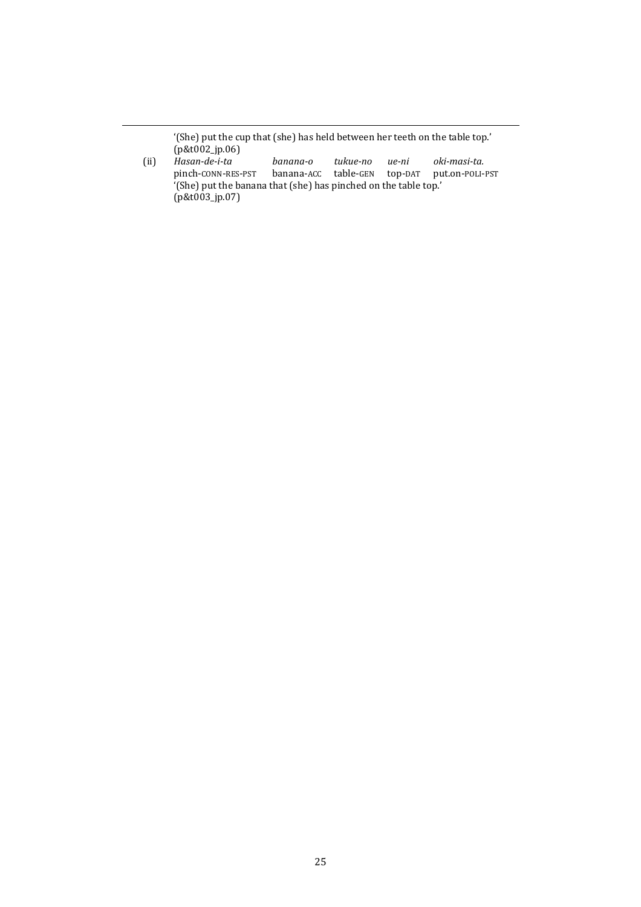'(She) put the cup that (she) has held between her teeth on the table top.' (p&t002_jp.06)

(ii) *Hasan-de-i-ta* *banana-o* *tukue-no* *ue-ni* *oki-masi-ta.*
pinch-CONN-RES-PST banana-ACC table-GEN top-DAT put.on-POLI-PST
'(She) put the banana that (she) has pinched on the table top.'
(p&t003_jp.07)